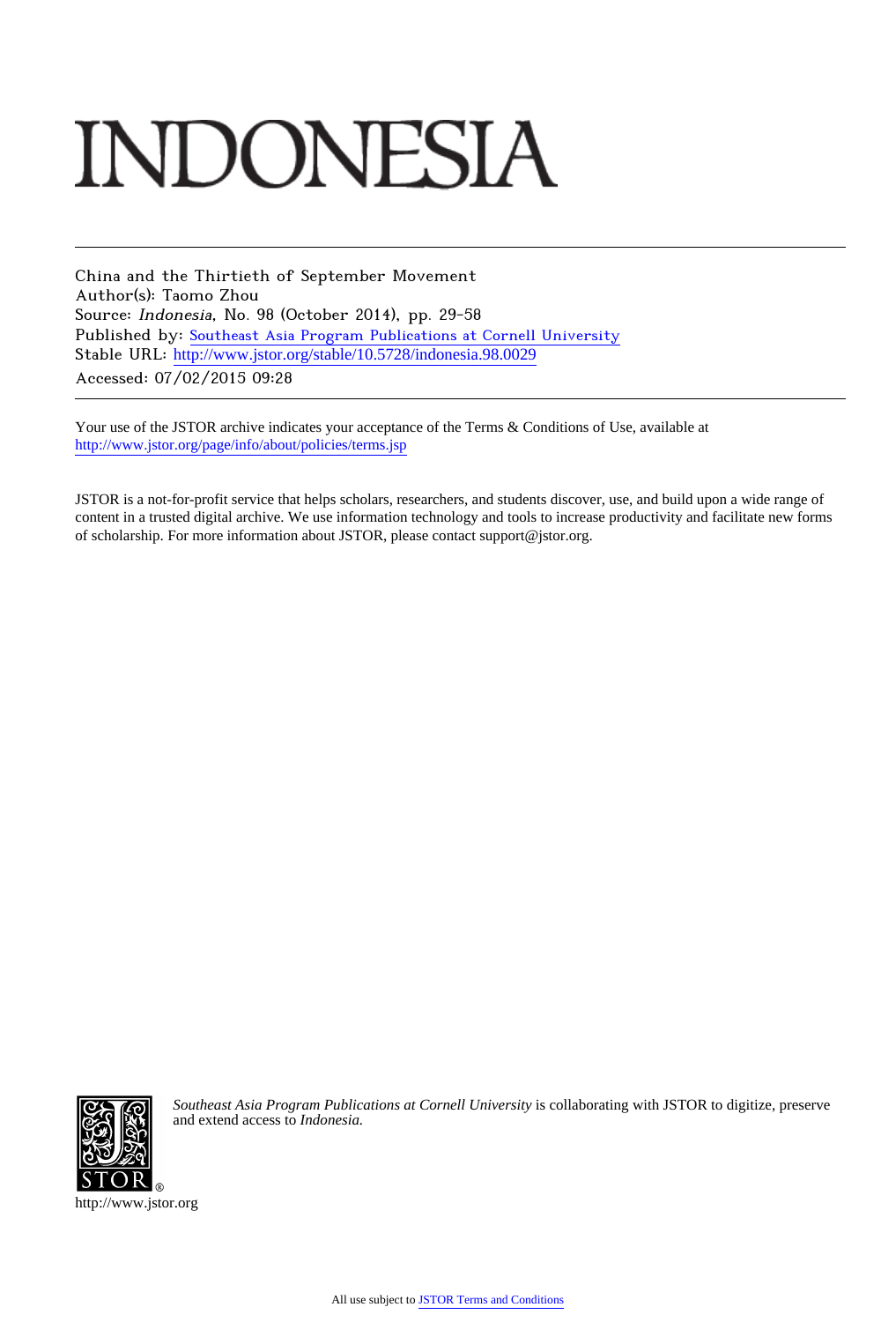# INDONESIA

China and the Thirtieth of September Movement
Author(s): Taomo Zhou
Source: *Indonesia*, No. 98 (October 2014), pp. 29-58
Published by: Southeast Asia Program Publications at Cornell University
Stable URL: http://www.jstor.org/stable/10.5728/indonesia.98.0029
Accessed: 07/02/2015 09:28

Your use of the JSTOR archive indicates your acceptance of the Terms & Conditions of Use, available at
http://www.jstor.org/page/info/about/policies/terms.jsp

JSTOR is a not-for-profit service that helps scholars, researchers, and students discover, use, and build upon a wide range of content in a trusted digital archive. We use information technology and tools to increase productivity and facilitate new forms of scholarship. For more information about JSTOR, please contact support@jstor.org.

*Southeast Asia Program Publications at Cornell University* is collaborating with JSTOR to digitize, preserve and extend access to *Indonesia.*

http://www.jstor.org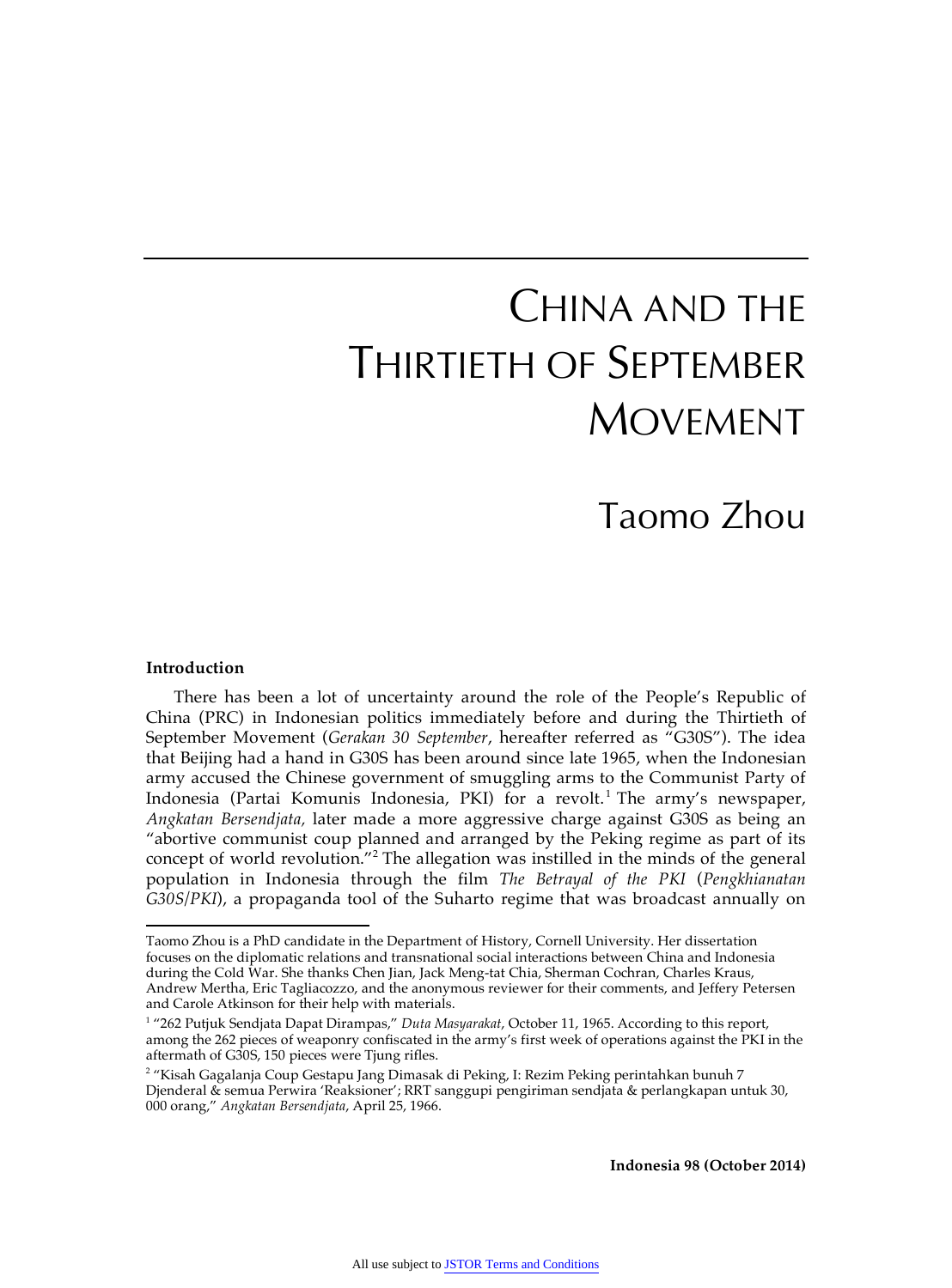# China and the Thirtieth of September Movement

## Taomo Zhou

### Introduction

There has been a lot of uncertainty around the role of the People's Republic of China (PRC) in Indonesian politics immediately before and during the Thirtieth of September Movement (*Gerakan 30 September*, hereafter referred as "G30S"). The idea that Beijing had a hand in G30S has been around since late 1965, when the Indonesian army accused the Chinese government of smuggling arms to the Communist Party of Indonesia (Partai Komunis Indonesia, PKI) for a revolt.[1] The army's newspaper, *Angkatan Bersendjata*, later made a more aggressive charge against G30S as being an "abortive communist coup planned and arranged by the Peking regime as part of its concept of world revolution."[2] The allegation was instilled in the minds of the general population in Indonesia through the film *The Betrayal of the PKI* (*Pengkhianatan G30S/PKI*), a propaganda tool of the Suharto regime that was broadcast annually on

---

Taomo Zhou is a PhD candidate in the Department of History, Cornell University. Her dissertation focuses on the diplomatic relations and transnational social interactions between China and Indonesia during the Cold War. She thanks Chen Jian, Jack Meng-tat Chia, Sherman Cochran, Charles Kraus, Andrew Mertha, Eric Tagliacozzo, and the anonymous reviewer for their comments, and Jeffery Petersen and Carole Atkinson for their help with materials.

[1] "262 Putjuk Sendjata Dapat Dirampas," *Duta Masyarakat*, October 11, 1965. According to this report, among the 262 pieces of weaponry confiscated in the army's first week of operations against the PKI in the aftermath of G30S, 150 pieces were Tjung rifles.

[2] "Kisah Gagalanja Coup Gestapu Jang Dimasak di Peking, I: Rezim Peking perintahkan bunuh 7 Djenderal & semua Perwira 'Reaksioner'; RRT sanggupi pengiriman sendjata & perlangkapan untuk 30, 000 orang," *Angkatan Bersendjata*, April 25, 1966.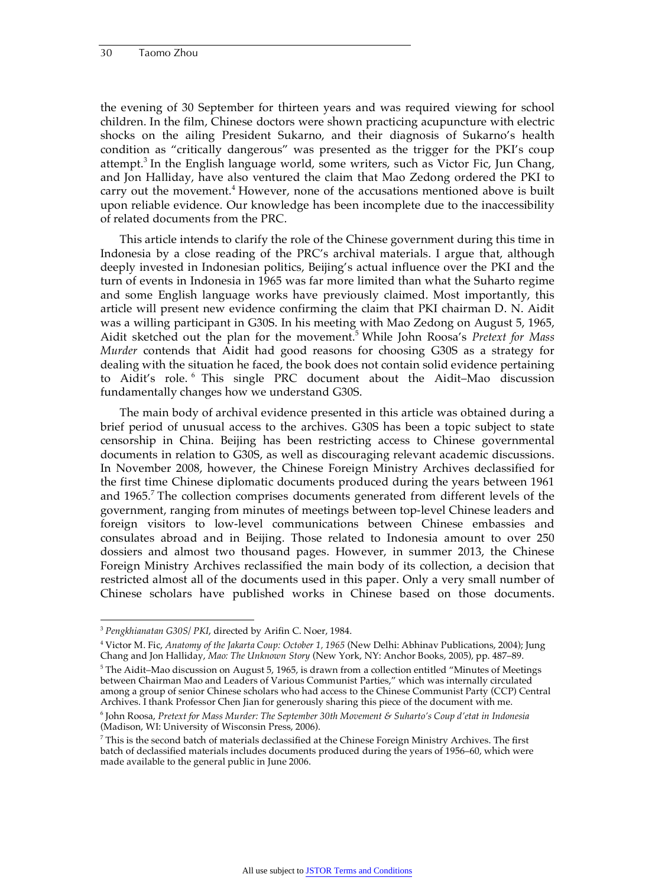the evening of 30 September for thirteen years and was required viewing for school children. In the film, Chinese doctors were shown practicing acupuncture with electric shocks on the ailing President Sukarno, and their diagnosis of Sukarno's health condition as "critically dangerous" was presented as the trigger for the PKI's coup attempt.[3] In the English language world, some writers, such as Victor Fic, Jun Chang, and Jon Halliday, have also ventured the claim that Mao Zedong ordered the PKI to carry out the movement.[4] However, none of the accusations mentioned above is built upon reliable evidence. Our knowledge has been incomplete due to the inaccessibility of related documents from the PRC.

This article intends to clarify the role of the Chinese government during this time in Indonesia by a close reading of the PRC's archival materials. I argue that, although deeply invested in Indonesian politics, Beijing's actual influence over the PKI and the turn of events in Indonesia in 1965 was far more limited than what the Suharto regime and some English language works have previously claimed. Most importantly, this article will present new evidence confirming the claim that PKI chairman D. N. Aidit was a willing participant in G30S. In his meeting with Mao Zedong on August 5, 1965, Aidit sketched out the plan for the movement.[5] While John Roosa's *Pretext for Mass Murder* contends that Aidit had good reasons for choosing G30S as a strategy for dealing with the situation he faced, the book does not contain solid evidence pertaining to Aidit's role.[6] This single PRC document about the Aidit–Mao discussion fundamentally changes how we understand G30S.

The main body of archival evidence presented in this article was obtained during a brief period of unusual access to the archives. G30S has been a topic subject to state censorship in China. Beijing has been restricting access to Chinese governmental documents in relation to G30S, as well as discouraging relevant academic discussions. In November 2008, however, the Chinese Foreign Ministry Archives declassified for the first time Chinese diplomatic documents produced during the years between 1961 and 1965.[7] The collection comprises documents generated from different levels of the government, ranging from minutes of meetings between top-level Chinese leaders and foreign visitors to low-level communications between Chinese embassies and consulates abroad and in Beijing. Those related to Indonesia amount to over 250 dossiers and almost two thousand pages. However, in summer 2013, the Chinese Foreign Ministry Archives reclassified the main body of its collection, a decision that restricted almost all of the documents used in this paper. Only a very small number of Chinese scholars have published works in Chinese based on those documents.

---

[3] *Pengkhianatan G30S/PKI*, directed by Arifin C. Noer, 1984.

[4] Victor M. Fic, *Anatomy of the Jakarta Coup: October 1, 1965* (New Delhi: Abhinav Publications, 2004); Jung Chang and Jon Halliday, *Mao: The Unknown Story* (New York, NY: Anchor Books, 2005), pp. 487–89.

[5] The Aidit–Mao discussion on August 5, 1965, is drawn from a collection entitled "Minutes of Meetings between Chairman Mao and Leaders of Various Communist Parties," which was internally circulated among a group of senior Chinese scholars who had access to the Chinese Communist Party (CCP) Central Archives. I thank Professor Chen Jian for generously sharing this piece of the document with me.

[6] John Roosa, *Pretext for Mass Murder: The September 30th Movement & Suharto's Coup d'etat in Indonesia* (Madison, WI: University of Wisconsin Press, 2006).

[7] This is the second batch of materials declassified at the Chinese Foreign Ministry Archives. The first batch of declassified materials includes documents produced during the years of 1956–60, which were made available to the general public in June 2006.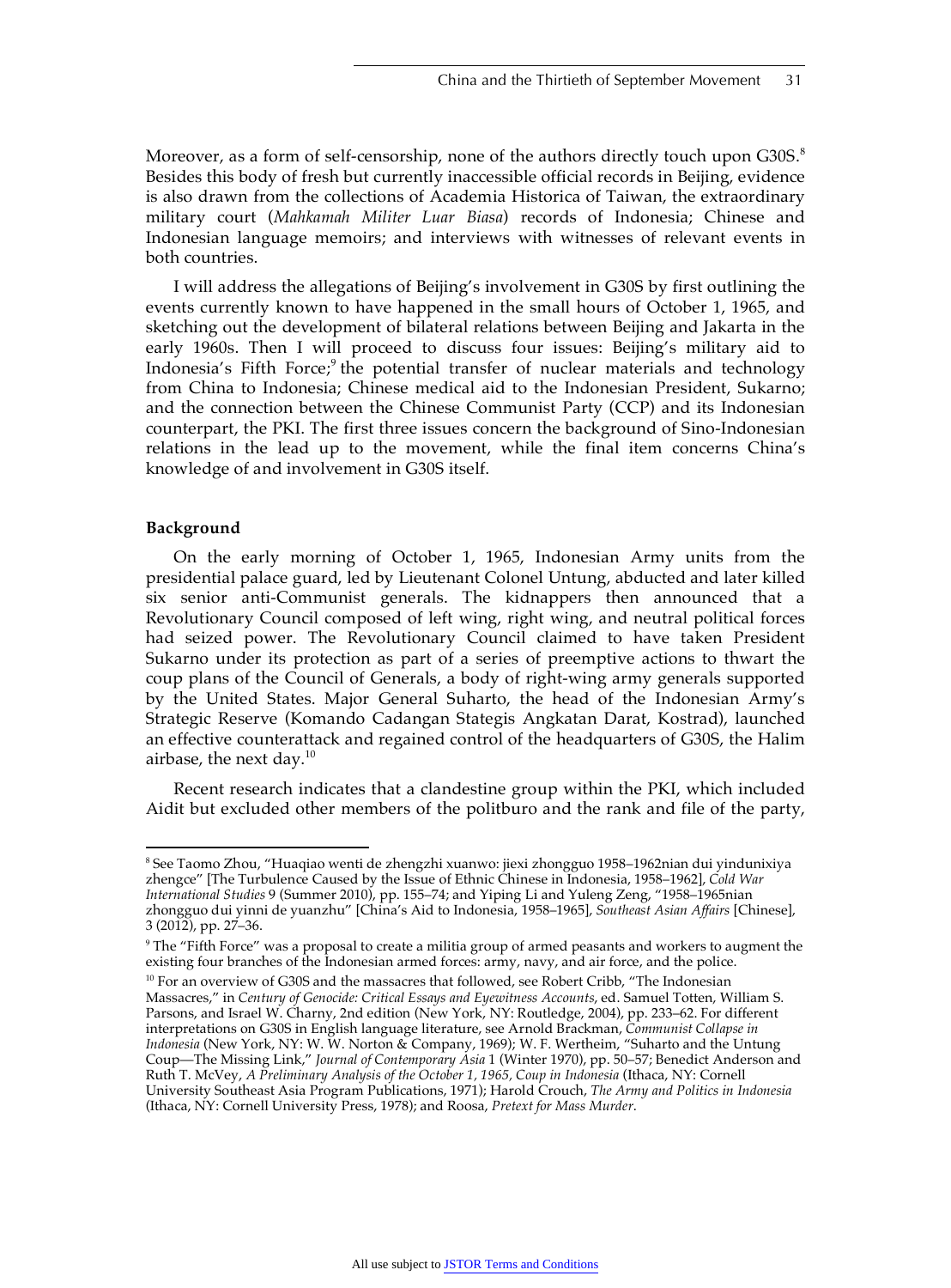Moreover, as a form of self-censorship, none of the authors directly touch upon G30S.[8] Besides this body of fresh but currently inaccessible official records in Beijing, evidence is also drawn from the collections of Academia Historica of Taiwan, the extraordinary military court (*Mahkamah Militer Luar Biasa*) records of Indonesia; Chinese and Indonesian language memoirs; and interviews with witnesses of relevant events in both countries.

I will address the allegations of Beijing's involvement in G30S by first outlining the events currently known to have happened in the small hours of October 1, 1965, and sketching out the development of bilateral relations between Beijing and Jakarta in the early 1960s. Then I will proceed to discuss four issues: Beijing's military aid to Indonesia's Fifth Force;[9] the potential transfer of nuclear materials and technology from China to Indonesia; Chinese medical aid to the Indonesian President, Sukarno; and the connection between the Chinese Communist Party (CCP) and its Indonesian counterpart, the PKI. The first three issues concern the background of Sino-Indonesian relations in the lead up to the movement, while the final item concerns China's knowledge of and involvement in G30S itself.

### Background

On the early morning of October 1, 1965, Indonesian Army units from the presidential palace guard, led by Lieutenant Colonel Untung, abducted and later killed six senior anti-Communist generals. The kidnappers then announced that a Revolutionary Council composed of left wing, right wing, and neutral political forces had seized power. The Revolutionary Council claimed to have taken President Sukarno under its protection as part of a series of preemptive actions to thwart the coup plans of the Council of Generals, a body of right-wing army generals supported by the United States. Major General Suharto, the head of the Indonesian Army's Strategic Reserve (Komando Cadangan Stategis Angkatan Darat, Kostrad), launched an effective counterattack and regained control of the headquarters of G30S, the Halim airbase, the next day.[10]

Recent research indicates that a clandestine group within the PKI, which included Aidit but excluded other members of the politburo and the rank and file of the party,

---

[8] See Taomo Zhou, "Huaqiao wenti de zhengzhi xuanwo: jiexi zhongguo 1958–1962nian dui yindunixiya zhengce" [The Turbulence Caused by the Issue of Ethnic Chinese in Indonesia, 1958–1962], *Cold War International Studies* 9 (Summer 2010), pp. 155–74; and Yiping Li and Yuleng Zeng, "1958–1965nian zhongguo dui yinni de yuanzhu" [China's Aid to Indonesia, 1958–1965], *Southeast Asian Affairs* [Chinese], 3 (2012), pp. 27–36.

[9] The "Fifth Force" was a proposal to create a militia group of armed peasants and workers to augment the existing four branches of the Indonesian armed forces: army, navy, and air force, and the police.

[10] For an overview of G30S and the massacres that followed, see Robert Cribb, "The Indonesian Massacres," in *Century of Genocide: Critical Essays and Eyewitness Accounts*, ed. Samuel Totten, William S. Parsons, and Israel W. Charny, 2nd edition (New York, NY: Routledge, 2004), pp. 233–62. For different interpretations on G30S in English language literature, see Arnold Brackman, *Communist Collapse in Indonesia* (New York, NY: W. W. Norton & Company, 1969); W. F. Wertheim, "Suharto and the Untung Coup—The Missing Link," *Journal of Contemporary Asia* 1 (Winter 1970), pp. 50–57; Benedict Anderson and Ruth T. McVey, *A Preliminary Analysis of the October 1, 1965, Coup in Indonesia* (Ithaca, NY: Cornell University Southeast Asia Program Publications, 1971); Harold Crouch, *The Army and Politics in Indonesia* (Ithaca, NY: Cornell University Press, 1978); and Roosa, *Pretext for Mass Murder*.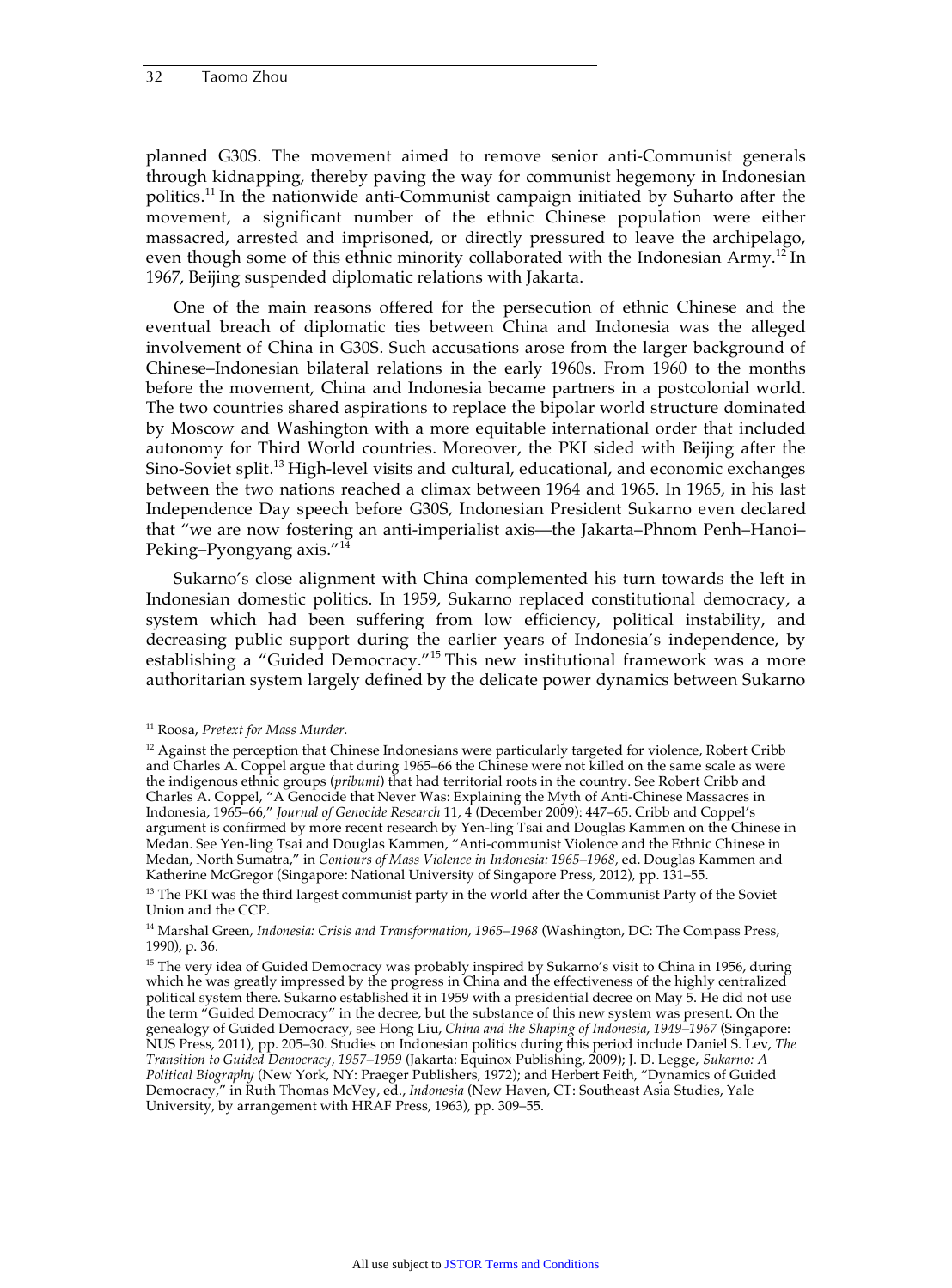planned G30S. The movement aimed to remove senior anti-Communist generals through kidnapping, thereby paving the way for communist hegemony in Indonesian politics.[11] In the nationwide anti-Communist campaign initiated by Suharto after the movement, a significant number of the ethnic Chinese population were either massacred, arrested and imprisoned, or directly pressured to leave the archipelago, even though some of this ethnic minority collaborated with the Indonesian Army.[12] In 1967, Beijing suspended diplomatic relations with Jakarta.

One of the main reasons offered for the persecution of ethnic Chinese and the eventual breach of diplomatic ties between China and Indonesia was the alleged involvement of China in G30S. Such accusations arose from the larger background of Chinese–Indonesian bilateral relations in the early 1960s. From 1960 to the months before the movement, China and Indonesia became partners in a postcolonial world. The two countries shared aspirations to replace the bipolar world structure dominated by Moscow and Washington with a more equitable international order that included autonomy for Third World countries. Moreover, the PKI sided with Beijing after the Sino-Soviet split.[13] High-level visits and cultural, educational, and economic exchanges between the two nations reached a climax between 1964 and 1965. In 1965, in his last Independence Day speech before G30S, Indonesian President Sukarno even declared that "we are now fostering an anti-imperialist axis—the Jakarta–Phnom Penh–Hanoi–Peking–Pyongyang axis."[14]

Sukarno's close alignment with China complemented his turn towards the left in Indonesian domestic politics. In 1959, Sukarno replaced constitutional democracy, a system which had been suffering from low efficiency, political instability, and decreasing public support during the earlier years of Indonesia's independence, by establishing a "Guided Democracy."[15] This new institutional framework was a more authoritarian system largely defined by the delicate power dynamics between Sukarno

---

[11] Roosa, *Pretext for Mass Murder*.

[12] Against the perception that Chinese Indonesians were particularly targeted for violence, Robert Cribb and Charles A. Coppel argue that during 1965–66 the Chinese were not killed on the same scale as were the indigenous ethnic groups (*pribumi*) that had territorial roots in the country. See Robert Cribb and Charles A. Coppel, "A Genocide that Never Was: Explaining the Myth of Anti-Chinese Massacres in Indonesia, 1965–66," *Journal of Genocide Research* 11, 4 (December 2009): 447–65. Cribb and Coppel's argument is confirmed by more recent research by Yen-ling Tsai and Douglas Kammen on the Chinese in Medan. See Yen-ling Tsai and Douglas Kammen, "Anti-communist Violence and the Ethnic Chinese in Medan, North Sumatra," in *Contours of Mass Violence in Indonesia: 1965–1968*, ed. Douglas Kammen and Katherine McGregor (Singapore: National University of Singapore Press, 2012), pp. 131–55.

[13] The PKI was the third largest communist party in the world after the Communist Party of the Soviet Union and the CCP.

[14] Marshal Green, *Indonesia: Crisis and Transformation, 1965–1968* (Washington, DC: The Compass Press, 1990), p. 36.

[15] The very idea of Guided Democracy was probably inspired by Sukarno's visit to China in 1956, during which he was greatly impressed by the progress in China and the effectiveness of the highly centralized political system there. Sukarno established it in 1959 with a presidential decree on May 5. He did not use the term "Guided Democracy" in the decree, but the substance of this new system was present. On the genealogy of Guided Democracy, see Hong Liu, *China and the Shaping of Indonesia, 1949–1967* (Singapore: NUS Press, 2011), pp. 205–30. Studies on Indonesian politics during this period include Daniel S. Lev, *The Transition to Guided Democracy, 1957–1959* (Jakarta: Equinox Publishing, 2009); J. D. Legge, *Sukarno: A Political Biography* (New York, NY: Praeger Publishers, 1972); and Herbert Feith, "Dynamics of Guided Democracy," in Ruth Thomas McVey, ed., *Indonesia* (New Haven, CT: Southeast Asia Studies, Yale University, by arrangement with HRAF Press, 1963), pp. 309–55.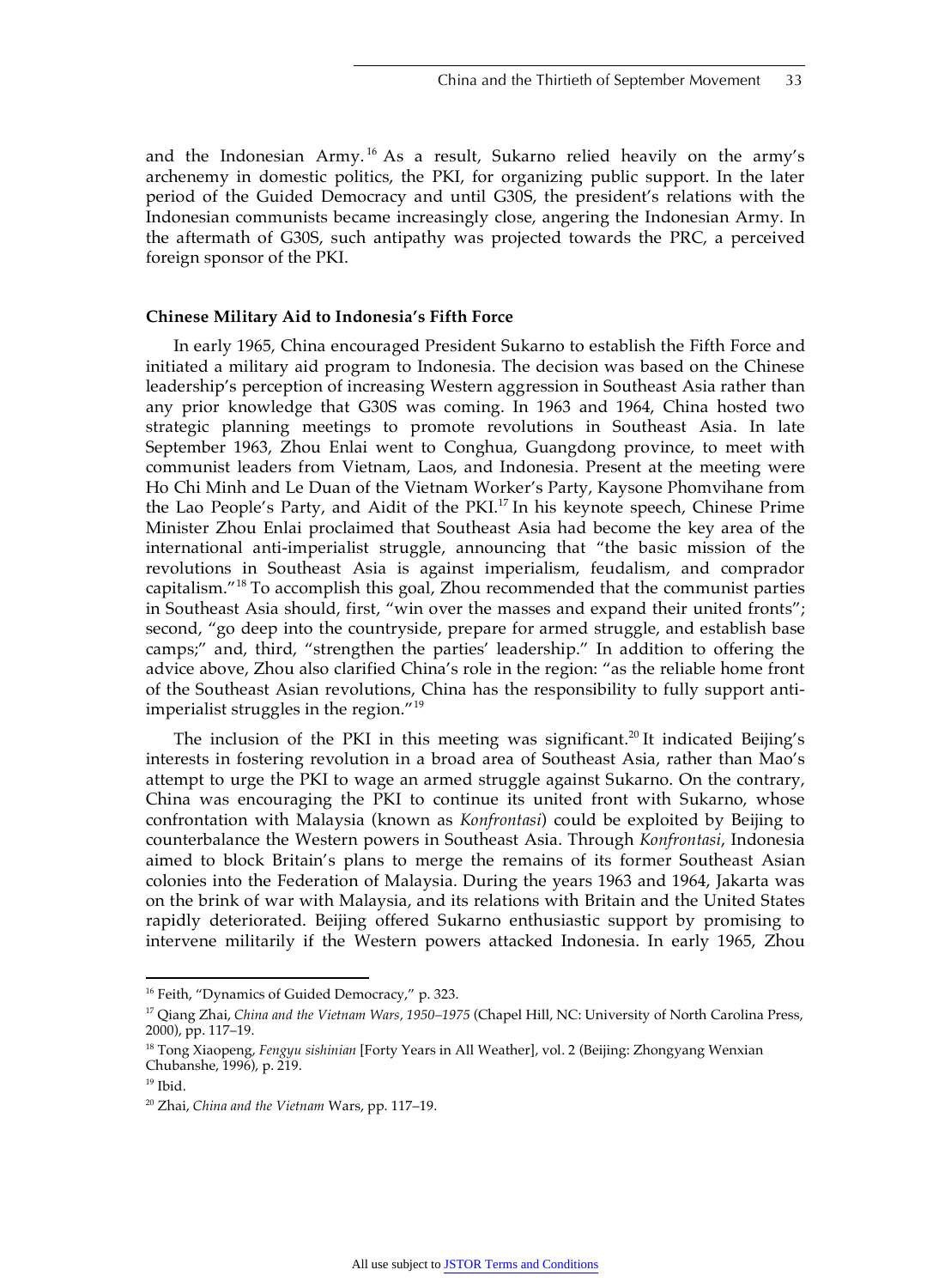and the Indonesian Army.[16] As a result, Sukarno relied heavily on the army's archenemy in domestic politics, the PKI, for organizing public support. In the later period of the Guided Democracy and until G30S, the president's relations with the Indonesian communists became increasingly close, angering the Indonesian Army. In the aftermath of G30S, such antipathy was projected towards the PRC, a perceived foreign sponsor of the PKI.

### Chinese Military Aid to Indonesia's Fifth Force

In early 1965, China encouraged President Sukarno to establish the Fifth Force and initiated a military aid program to Indonesia. The decision was based on the Chinese leadership's perception of increasing Western aggression in Southeast Asia rather than any prior knowledge that G30S was coming. In 1963 and 1964, China hosted two strategic planning meetings to promote revolutions in Southeast Asia. In late September 1963, Zhou Enlai went to Conghua, Guangdong province, to meet with communist leaders from Vietnam, Laos, and Indonesia. Present at the meeting were Ho Chi Minh and Le Duan of the Vietnam Worker's Party, Kaysone Phomvihane from the Lao People's Party, and Aidit of the PKI.[17] In his keynote speech, Chinese Prime Minister Zhou Enlai proclaimed that Southeast Asia had become the key area of the international anti-imperialist struggle, announcing that "the basic mission of the revolutions in Southeast Asia is against imperialism, feudalism, and comprador capitalism."[18] To accomplish this goal, Zhou recommended that the communist parties in Southeast Asia should, first, "win over the masses and expand their united fronts"; second, "go deep into the countryside, prepare for armed struggle, and establish base camps;" and, third, "strengthen the parties' leadership." In addition to offering the advice above, Zhou also clarified China's role in the region: "as the reliable home front of the Southeast Asian revolutions, China has the responsibility to fully support anti-imperialist struggles in the region."[19]

The inclusion of the PKI in this meeting was significant.[20] It indicated Beijing's interests in fostering revolution in a broad area of Southeast Asia, rather than Mao's attempt to urge the PKI to wage an armed struggle against Sukarno. On the contrary, China was encouraging the PKI to continue its united front with Sukarno, whose confrontation with Malaysia (known as *Konfrontasi*) could be exploited by Beijing to counterbalance the Western powers in Southeast Asia. Through *Konfrontasi*, Indonesia aimed to block Britain's plans to merge the remains of its former Southeast Asian colonies into the Federation of Malaysia. During the years 1963 and 1964, Jakarta was on the brink of war with Malaysia, and its relations with Britain and the United States rapidly deteriorated. Beijing offered Sukarno enthusiastic support by promising to intervene militarily if the Western powers attacked Indonesia. In early 1965, Zhou

---

[16] Feith, "Dynamics of Guided Democracy," p. 323.

[17] Qiang Zhai, *China and the Vietnam Wars, 1950–1975* (Chapel Hill, NC: University of North Carolina Press, 2000), pp. 117–19.

[18] Tong Xiaopeng, *Fengyu sishinian* [Forty Years in All Weather], vol. 2 (Beijing: Zhongyang Wenxian Chubanshe, 1996), p. 219.

[19] Ibid.

[20] Zhai, *China and the Vietnam* Wars, pp. 117–19.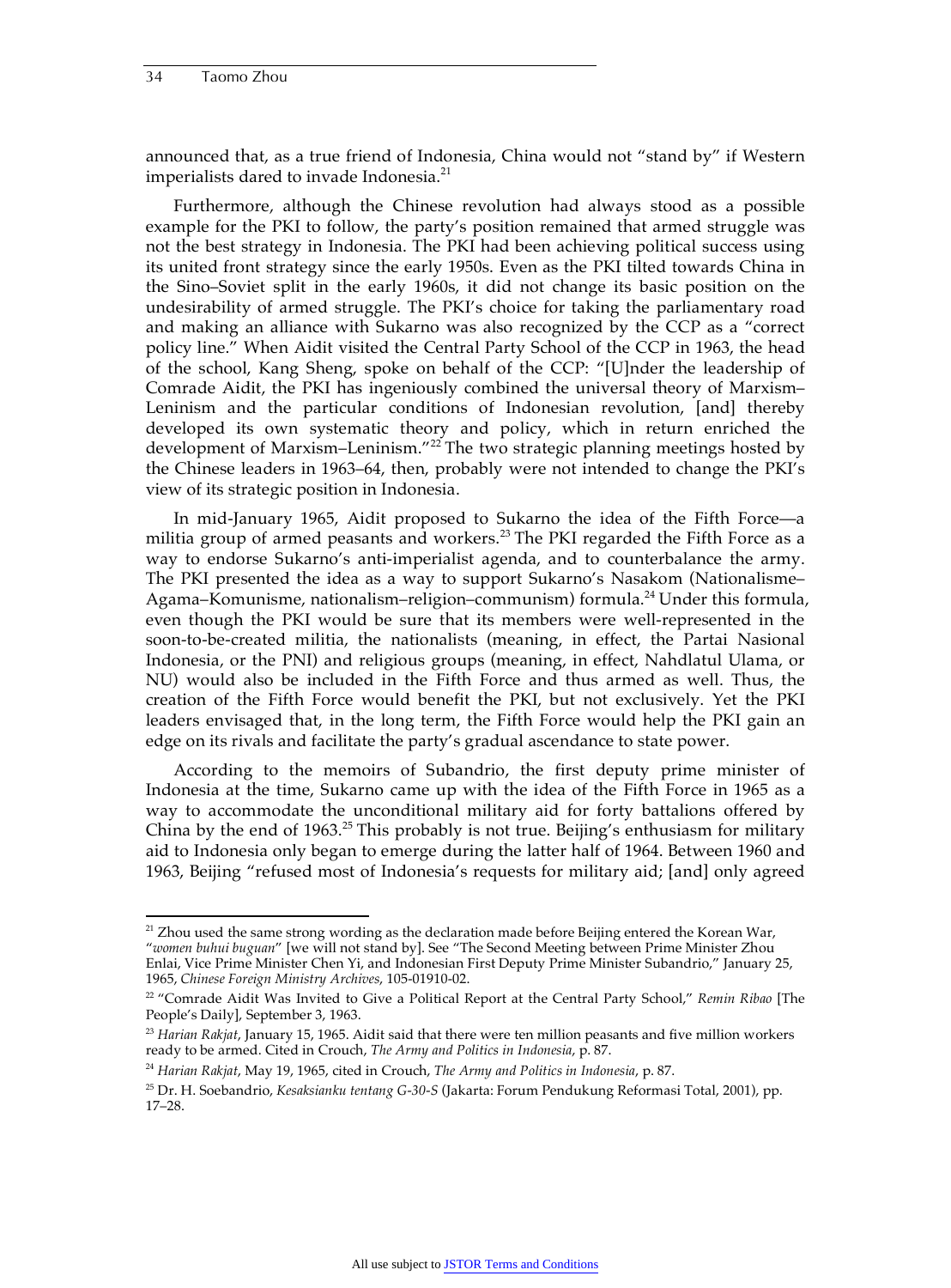announced that, as a true friend of Indonesia, China would not "stand by" if Western imperialists dared to invade Indonesia.[21]

Furthermore, although the Chinese revolution had always stood as a possible example for the PKI to follow, the party's position remained that armed struggle was not the best strategy in Indonesia. The PKI had been achieving political success using its united front strategy since the early 1950s. Even as the PKI tilted towards China in the Sino–Soviet split in the early 1960s, it did not change its basic position on the undesirability of armed struggle. The PKI's choice for taking the parliamentary road and making an alliance with Sukarno was also recognized by the CCP as a "correct policy line." When Aidit visited the Central Party School of the CCP in 1963, the head of the school, Kang Sheng, spoke on behalf of the CCP: "[U]nder the leadership of Comrade Aidit, the PKI has ingeniously combined the universal theory of Marxism–Leninism and the particular conditions of Indonesian revolution, [and] thereby developed its own systematic theory and policy, which in return enriched the development of Marxism–Leninism."[22] The two strategic planning meetings hosted by the Chinese leaders in 1963–64, then, probably were not intended to change the PKI's view of its strategic position in Indonesia.

In mid-January 1965, Aidit proposed to Sukarno the idea of the Fifth Force—a militia group of armed peasants and workers.[23] The PKI regarded the Fifth Force as a way to endorse Sukarno's anti-imperialist agenda, and to counterbalance the army. The PKI presented the idea as a way to support Sukarno's Nasakom (Nationalisme–Agama–Komunisme, nationalism–religion–communism) formula.[24] Under this formula, even though the PKI would be sure that its members were well-represented in the soon-to-be-created militia, the nationalists (meaning, in effect, the Partai Nasional Indonesia, or the PNI) and religious groups (meaning, in effect, Nahdlatul Ulama, or NU) would also be included in the Fifth Force and thus armed as well. Thus, the creation of the Fifth Force would benefit the PKI, but not exclusively. Yet the PKI leaders envisaged that, in the long term, the Fifth Force would help the PKI gain an edge on its rivals and facilitate the party's gradual ascendance to state power.

According to the memoirs of Subandrio, the first deputy prime minister of Indonesia at the time, Sukarno came up with the idea of the Fifth Force in 1965 as a way to accommodate the unconditional military aid for forty battalions offered by China by the end of 1963.[25] This probably is not true. Beijing's enthusiasm for military aid to Indonesia only began to emerge during the latter half of 1964. Between 1960 and 1963, Beijing "refused most of Indonesia's requests for military aid; [and] only agreed

---

[21] Zhou used the same strong wording as the declaration made before Beijing entered the Korean War, "*women buhui buguan*" [we will not stand by]. See "The Second Meeting between Prime Minister Zhou Enlai, Vice Prime Minister Chen Yi, and Indonesian First Deputy Prime Minister Subandrio," January 25, 1965, *Chinese Foreign Ministry Archives*, 105-01910-02.

[22] "Comrade Aidit Was Invited to Give a Political Report at the Central Party School," *Remin Ribao* [The People's Daily], September 3, 1963.

[23] *Harian Rakjat*, January 15, 1965. Aidit said that there were ten million peasants and five million workers ready to be armed. Cited in Crouch, *The Army and Politics in Indonesia*, p. 87.

[24] *Harian Rakjat*, May 19, 1965, cited in Crouch, *The Army and Politics in Indonesia*, p. 87.

[25] Dr. H. Soebandrio, *Kesaksianku tentang G-30-S* (Jakarta: Forum Pendukung Reformasi Total, 2001), pp. 17–28.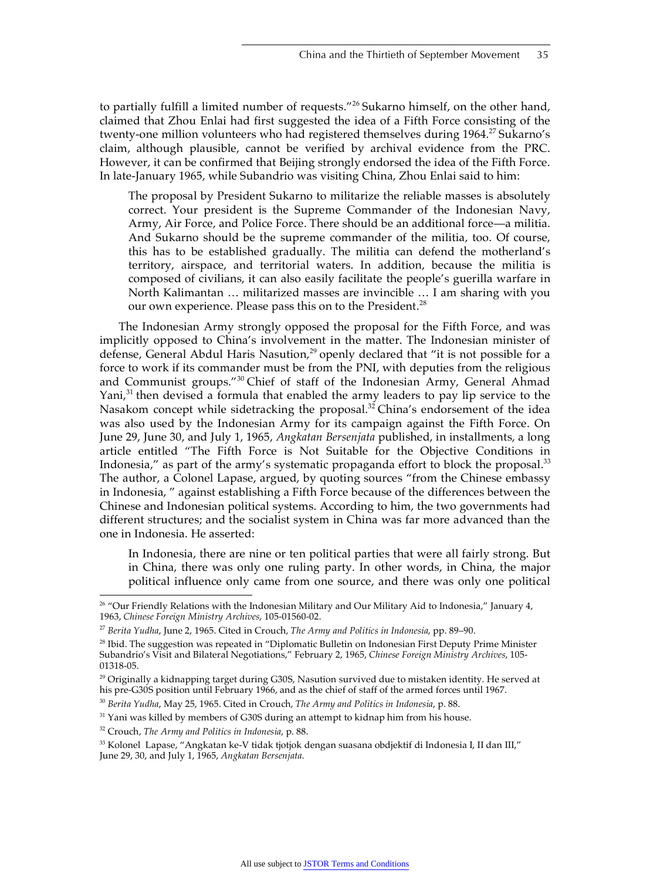to partially fulfill a limited number of requests."[26] Sukarno himself, on the other hand, claimed that Zhou Enlai had first suggested the idea of a Fifth Force consisting of the twenty-one million volunteers who had registered themselves during 1964.[27] Sukarno's claim, although plausible, cannot be verified by archival evidence from the PRC. However, it can be confirmed that Beijing strongly endorsed the idea of the Fifth Force. In late-January 1965, while Subandrio was visiting China, Zhou Enlai said to him:

> The proposal by President Sukarno to militarize the reliable masses is absolutely correct. Your president is the Supreme Commander of the Indonesian Navy, Army, Air Force, and Police Force. There should be an additional force—a militia. And Sukarno should be the supreme commander of the militia, too. Of course, this has to be established gradually. The militia can defend the motherland's territory, airspace, and territorial waters. In addition, because the militia is composed of civilians, it can also easily facilitate the people's guerilla warfare in North Kalimantan … militarized masses are invincible … I am sharing with you our own experience. Please pass this on to the President.[28]

The Indonesian Army strongly opposed the proposal for the Fifth Force, and was implicitly opposed to China's involvement in the matter. The Indonesian minister of defense, General Abdul Haris Nasution,[29] openly declared that "it is not possible for a force to work if its commander must be from the PNI, with deputies from the religious and Communist groups."[30] Chief of staff of the Indonesian Army, General Ahmad Yani,[31] then devised a formula that enabled the army leaders to pay lip service to the Nasakom concept while sidetracking the proposal.[32] China's endorsement of the idea was also used by the Indonesian Army for its campaign against the Fifth Force. On June 29, June 30, and July 1, 1965, *Angkatan Bersenjata* published, in installments, a long article entitled "The Fifth Force is Not Suitable for the Objective Conditions in Indonesia," as part of the army's systematic propaganda effort to block the proposal.[33] The author, a Colonel Lapase, argued, by quoting sources "from the Chinese embassy in Indonesia, " against establishing a Fifth Force because of the differences between the Chinese and Indonesian political systems. According to him, the two governments had different structures; and the socialist system in China was far more advanced than the one in Indonesia. He asserted:

> In Indonesia, there are nine or ten political parties that were all fairly strong. But in China, there was only one ruling party. In other words, in China, the major political influence only came from one source, and there was only one political

---

[26] "Our Friendly Relations with the Indonesian Military and Our Military Aid to Indonesia," January 4, 1963, *Chinese Foreign Ministry Archives*, 105-01560-02.

[27] *Berita Yudha*, June 2, 1965. Cited in Crouch, *The Army and Politics in Indonesia*, pp. 89–90.

[28] Ibid. The suggestion was repeated in "Diplomatic Bulletin on Indonesian First Deputy Prime Minister Subandrio's Visit and Bilateral Negotiations," February 2, 1965, *Chinese Foreign Ministry Archives*, 105-01318-05.

[29] Originally a kidnapping target during G30S, Nasution survived due to mistaken identity. He served at his pre-G30S position until February 1966, and as the chief of staff of the armed forces until 1967.

[30] *Berita Yudha*, May 25, 1965. Cited in Crouch, *The Army and Politics in Indonesia*, p. 88.

[31] Yani was killed by members of G30S during an attempt to kidnap him from his house.

[32] Crouch, *The Army and Politics in Indonesia*, p. 88.

[33] Kolonel Lapase, "Angkatan ke-V tidak tjotjok dengan suasana obdjektif di Indonesia I, II dan III," June 29, 30, and July 1, 1965, *Angkatan Bersenjata.*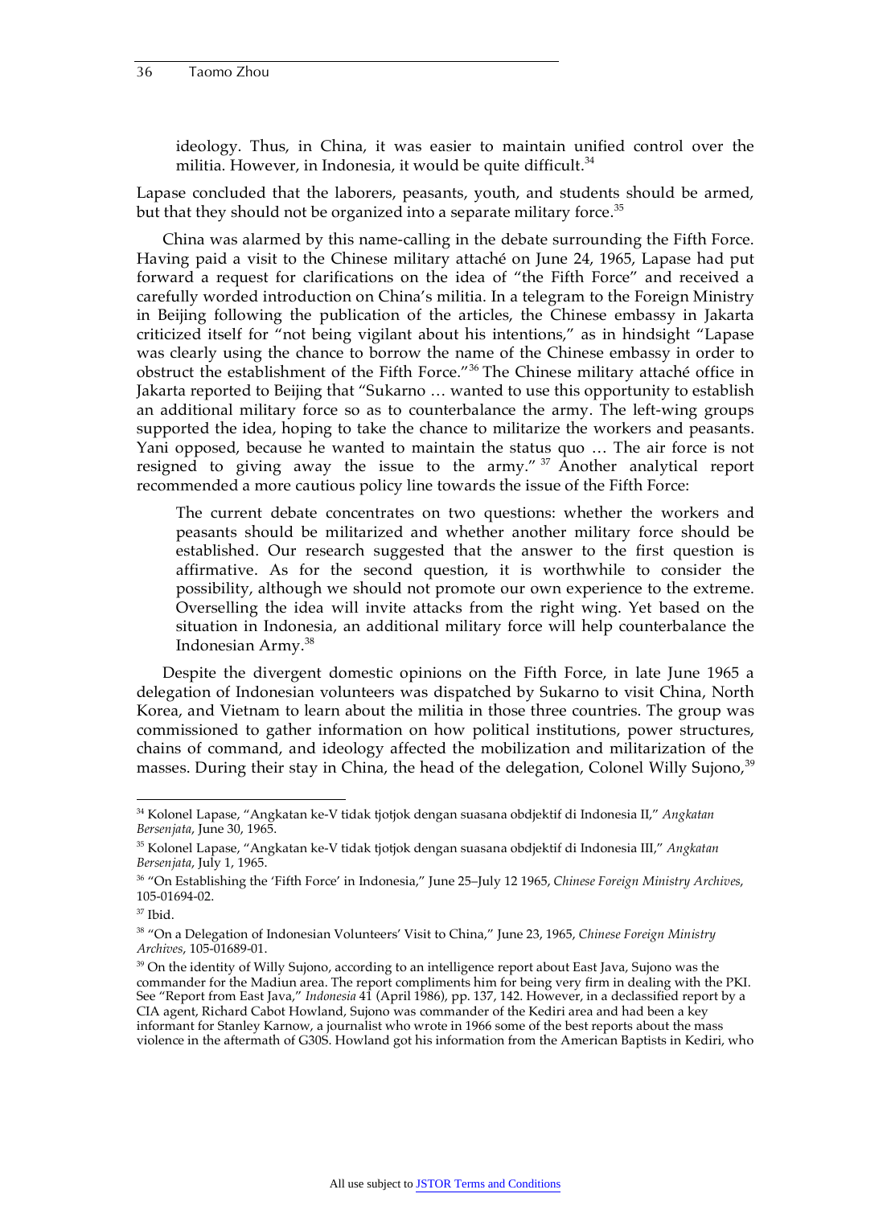> ideology. Thus, in China, it was easier to maintain unified control over the militia. However, in Indonesia, it would be quite difficult.[34]

Lapase concluded that the laborers, peasants, youth, and students should be armed, but that they should not be organized into a separate military force.[35]

China was alarmed by this name-calling in the debate surrounding the Fifth Force. Having paid a visit to the Chinese military attaché on June 24, 1965, Lapase had put forward a request for clarifications on the idea of "the Fifth Force" and received a carefully worded introduction on China's militia. In a telegram to the Foreign Ministry in Beijing following the publication of the articles, the Chinese embassy in Jakarta criticized itself for "not being vigilant about his intentions," as in hindsight "Lapase was clearly using the chance to borrow the name of the Chinese embassy in order to obstruct the establishment of the Fifth Force."[36] The Chinese military attaché office in Jakarta reported to Beijing that "Sukarno … wanted to use this opportunity to establish an additional military force so as to counterbalance the army. The left-wing groups supported the idea, hoping to take the chance to militarize the workers and peasants. Yani opposed, because he wanted to maintain the status quo … The air force is not resigned to giving away the issue to the army."[37] Another analytical report recommended a more cautious policy line towards the issue of the Fifth Force:

> The current debate concentrates on two questions: whether the workers and peasants should be militarized and whether another military force should be established. Our research suggested that the answer to the first question is affirmative. As for the second question, it is worthwhile to consider the possibility, although we should not promote our own experience to the extreme. Overselling the idea will invite attacks from the right wing. Yet based on the situation in Indonesia, an additional military force will help counterbalance the Indonesian Army.[38]

Despite the divergent domestic opinions on the Fifth Force, in late June 1965 a delegation of Indonesian volunteers was dispatched by Sukarno to visit China, North Korea, and Vietnam to learn about the militia in those three countries. The group was commissioned to gather information on how political institutions, power structures, chains of command, and ideology affected the mobilization and militarization of the masses. During their stay in China, the head of the delegation, Colonel Willy Sujono,[39]

---

[34] Kolonel Lapase, "Angkatan ke-V tidak tjotjok dengan suasana obdjektif di Indonesia II," *Angkatan Bersenjata*, June 30, 1965.

[35] Kolonel Lapase, "Angkatan ke-V tidak tjotjok dengan suasana obdjektif di Indonesia III," *Angkatan Bersenjata*, July 1, 1965.

[36] "On Establishing the 'Fifth Force' in Indonesia," June 25–July 12 1965, *Chinese Foreign Ministry Archives*, 105-01694-02.

[37] Ibid.

[38] "On a Delegation of Indonesian Volunteers' Visit to China," June 23, 1965, *Chinese Foreign Ministry Archives*, 105-01689-01.

[39] On the identity of Willy Sujono, according to an intelligence report about East Java, Sujono was the commander for the Madiun area. The report compliments him for being very firm in dealing with the PKI. See "Report from East Java," *Indonesia* 41 (April 1986), pp. 137, 142. However, in a declassified report by a CIA agent, Richard Cabot Howland, Sujono was commander of the Kediri area and had been a key informant for Stanley Karnow, a journalist who wrote in 1966 some of the best reports about the mass violence in the aftermath of G30S. Howland got his information from the American Baptists in Kediri, who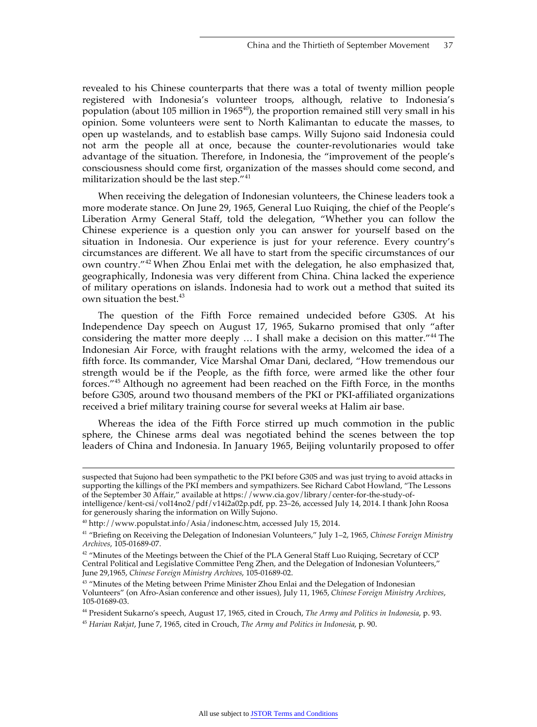revealed to his Chinese counterparts that there was a total of twenty million people registered with Indonesia's volunteer troops, although, relative to Indonesia's population (about 105 million in 1965[40]), the proportion remained still very small in his opinion. Some volunteers were sent to North Kalimantan to educate the masses, to open up wastelands, and to establish base camps. Willy Sujono said Indonesia could not arm the people all at once, because the counter-revolutionaries would take advantage of the situation. Therefore, in Indonesia, the "improvement of the people's consciousness should come first, organization of the masses should come second, and militarization should be the last step."[41]

When receiving the delegation of Indonesian volunteers, the Chinese leaders took a more moderate stance. On June 29, 1965, General Luo Ruiqing, the chief of the People's Liberation Army General Staff, told the delegation, "Whether you can follow the Chinese experience is a question only you can answer for yourself based on the situation in Indonesia. Our experience is just for your reference. Every country's circumstances are different. We all have to start from the specific circumstances of our own country."[42] When Zhou Enlai met with the delegation, he also emphasized that, geographically, Indonesia was very different from China. China lacked the experience of military operations on islands. Indonesia had to work out a method that suited its own situation the best.[43]

The question of the Fifth Force remained undecided before G30S. At his Independence Day speech on August 17, 1965, Sukarno promised that only "after considering the matter more deeply … I shall make a decision on this matter."[44] The Indonesian Air Force, with fraught relations with the army, welcomed the idea of a fifth force. Its commander, Vice Marshal Omar Dani, declared, "How tremendous our strength would be if the People, as the fifth force, were armed like the other four forces."[45] Although no agreement had been reached on the Fifth Force, in the months before G30S, around two thousand members of the PKI or PKI-affiliated organizations received a brief military training course for several weeks at Halim air base.

Whereas the idea of the Fifth Force stirred up much commotion in the public sphere, the Chinese arms deal was negotiated behind the scenes between the top leaders of China and Indonesia. In January 1965, Beijing voluntarily proposed to offer

---

suspected that Sujono had been sympathetic to the PKI before G30S and was just trying to avoid attacks in supporting the killings of the PKI members and sympathizers. See Richard Cabot Howland, "The Lessons of the September 30 Affair," available at https://www.cia.gov/library/center-for-the-study-of-intelligence/kent-csi/vol14no2/pdf/v14i2a02p.pdf, pp. 23–26, accessed July 14, 2014. I thank John Roosa for generously sharing the information on Willy Sujono.

[40] http://www.populstat.info/Asia/indonesc.htm, accessed July 15, 2014.

[41] "Briefing on Receiving the Delegation of Indonesian Volunteers," July 1–2, 1965, *Chinese Foreign Ministry Archives*, 105-01689-07.

[42] "Minutes of the Meetings between the Chief of the PLA General Staff Luo Ruiqing, Secretary of CCP Central Political and Legislative Committee Peng Zhen, and the Delegation of Indonesian Volunteers," June 29,1965, *Chinese Foreign Ministry Archives*, 105-01689-02.

[43] "Minutes of the Meting between Prime Minister Zhou Enlai and the Delegation of Indonesian Volunteers" (on Afro-Asian conference and other issues), July 11, 1965, *Chinese Foreign Ministry Archives*, 105-01689-03.

[44] President Sukarno's speech, August 17, 1965, cited in Crouch, *The Army and Politics in Indonesia*, p. 93.

[45] *Harian Rakjat*, June 7, 1965, cited in Crouch, *The Army and Politics in Indonesia*, p. 90.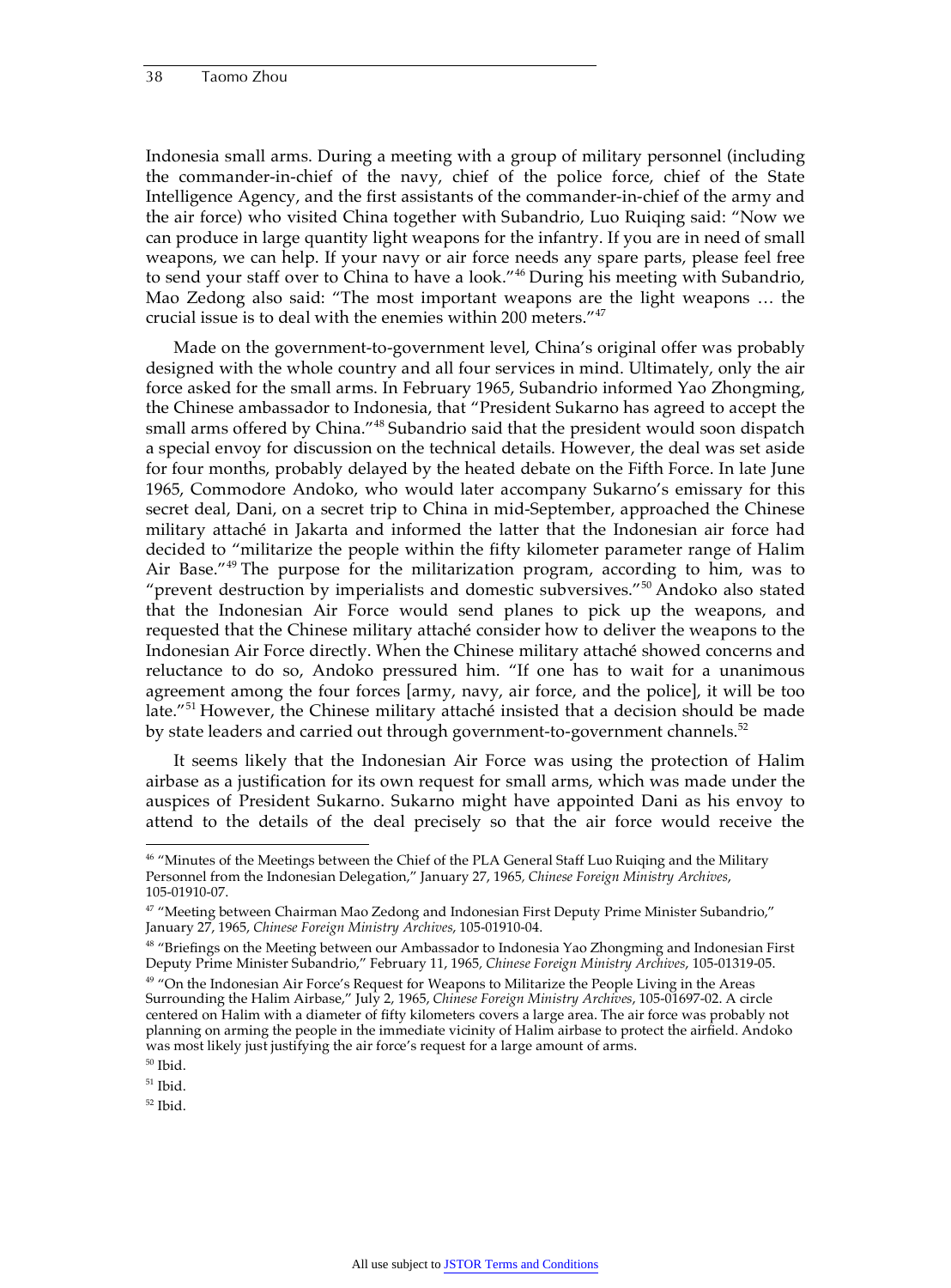Indonesia small arms. During a meeting with a group of military personnel (including the commander-in-chief of the navy, chief of the police force, chief of the State Intelligence Agency, and the first assistants of the commander-in-chief of the army and the air force) who visited China together with Subandrio, Luo Ruiqing said: "Now we can produce in large quantity light weapons for the infantry. If you are in need of small weapons, we can help. If your navy or air force needs any spare parts, please feel free to send your staff over to China to have a look."[46] During his meeting with Subandrio, Mao Zedong also said: "The most important weapons are the light weapons … the crucial issue is to deal with the enemies within 200 meters."[47]

Made on the government-to-government level, China's original offer was probably designed with the whole country and all four services in mind. Ultimately, only the air force asked for the small arms. In February 1965, Subandrio informed Yao Zhongming, the Chinese ambassador to Indonesia, that "President Sukarno has agreed to accept the small arms offered by China."[48] Subandrio said that the president would soon dispatch a special envoy for discussion on the technical details. However, the deal was set aside for four months, probably delayed by the heated debate on the Fifth Force. In late June 1965, Commodore Andoko, who would later accompany Sukarno's emissary for this secret deal, Dani, on a secret trip to China in mid-September, approached the Chinese military attaché in Jakarta and informed the latter that the Indonesian air force had decided to "militarize the people within the fifty kilometer parameter range of Halim Air Base."[49] The purpose for the militarization program, according to him, was to "prevent destruction by imperialists and domestic subversives."[50] Andoko also stated that the Indonesian Air Force would send planes to pick up the weapons, and requested that the Chinese military attaché consider how to deliver the weapons to the Indonesian Air Force directly. When the Chinese military attaché showed concerns and reluctance to do so, Andoko pressured him. "If one has to wait for a unanimous agreement among the four forces [army, navy, air force, and the police], it will be too late."[51] However, the Chinese military attaché insisted that a decision should be made by state leaders and carried out through government-to-government channels.[52]

It seems likely that the Indonesian Air Force was using the protection of Halim airbase as a justification for its own request for small arms, which was made under the auspices of President Sukarno. Sukarno might have appointed Dani as his envoy to attend to the details of the deal precisely so that the air force would receive the

---

[46] "Minutes of the Meetings between the Chief of the PLA General Staff Luo Ruiqing and the Military Personnel from the Indonesian Delegation," January 27, 1965, *Chinese Foreign Ministry Archives*, 105-01910-07.

[47] "Meeting between Chairman Mao Zedong and Indonesian First Deputy Prime Minister Subandrio," January 27, 1965, *Chinese Foreign Ministry Archives*, 105-01910-04.

[48] "Briefings on the Meeting between our Ambassador to Indonesia Yao Zhongming and Indonesian First Deputy Prime Minister Subandrio," February 11, 1965, *Chinese Foreign Ministry Archives*, 105-01319-05.

[49] "On the Indonesian Air Force's Request for Weapons to Militarize the People Living in the Areas Surrounding the Halim Airbase," July 2, 1965, *Chinese Foreign Ministry Archives*, 105-01697-02. A circle centered on Halim with a diameter of fifty kilometers covers a large area. The air force was probably not planning on arming the people in the immediate vicinity of Halim airbase to protect the airfield. Andoko was most likely just justifying the air force's request for a large amount of arms.

[50] Ibid.

[51] Ibid.

[52] Ibid.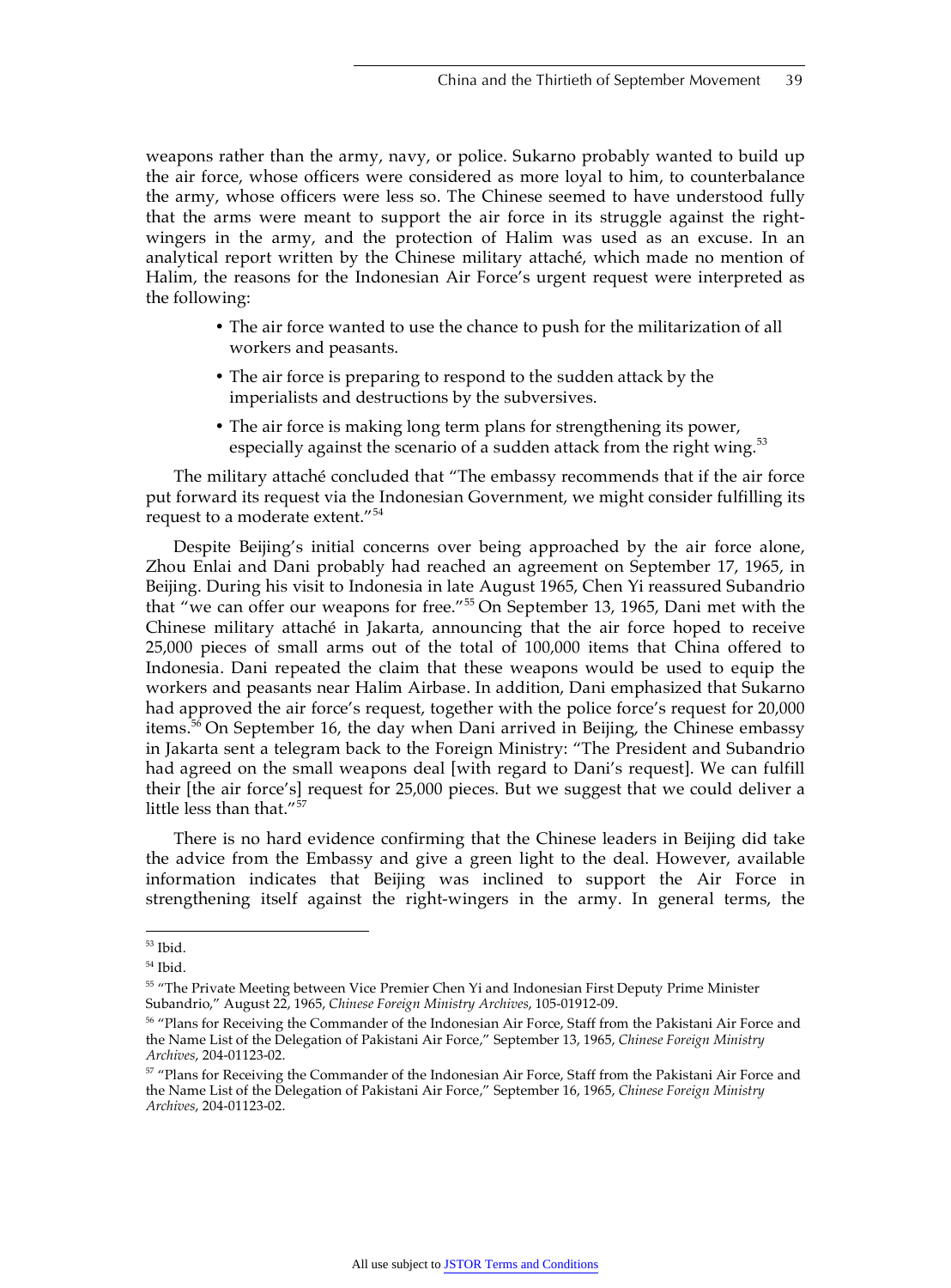weapons rather than the army, navy, or police. Sukarno probably wanted to build up the air force, whose officers were considered as more loyal to him, to counterbalance the army, whose officers were less so. The Chinese seemed to have understood fully that the arms were meant to support the air force in its struggle against the right-wingers in the army, and the protection of Halim was used as an excuse. In an analytical report written by the Chinese military attaché, which made no mention of Halim, the reasons for the Indonesian Air Force's urgent request were interpreted as the following:

- The air force wanted to use the chance to push for the militarization of all workers and peasants.
- The air force is preparing to respond to the sudden attack by the imperialists and destructions by the subversives.
- The air force is making long term plans for strengthening its power, especially against the scenario of a sudden attack from the right wing.[53]

The military attaché concluded that "The embassy recommends that if the air force put forward its request via the Indonesian Government, we might consider fulfilling its request to a moderate extent."[54]

Despite Beijing's initial concerns over being approached by the air force alone, Zhou Enlai and Dani probably had reached an agreement on September 17, 1965, in Beijing. During his visit to Indonesia in late August 1965, Chen Yi reassured Subandrio that "we can offer our weapons for free."[55] On September 13, 1965, Dani met with the Chinese military attaché in Jakarta, announcing that the air force hoped to receive 25,000 pieces of small arms out of the total of 100,000 items that China offered to Indonesia. Dani repeated the claim that these weapons would be used to equip the workers and peasants near Halim Airbase. In addition, Dani emphasized that Sukarno had approved the air force's request, together with the police force's request for 20,000 items.[56] On September 16, the day when Dani arrived in Beijing, the Chinese embassy in Jakarta sent a telegram back to the Foreign Ministry: "The President and Subandrio had agreed on the small weapons deal [with regard to Dani's request]. We can fulfill their [the air force's] request for 25,000 pieces. But we suggest that we could deliver a little less than that."[57]

There is no hard evidence confirming that the Chinese leaders in Beijing did take the advice from the Embassy and give a green light to the deal. However, available information indicates that Beijing was inclined to support the Air Force in strengthening itself against the right-wingers in the army. In general terms, the

---

[53] Ibid.

[54] Ibid.

[55] "The Private Meeting between Vice Premier Chen Yi and Indonesian First Deputy Prime Minister Subandrio," August 22, 1965, *Chinese Foreign Ministry Archives*, 105-01912-09.

[56] "Plans for Receiving the Commander of the Indonesian Air Force, Staff from the Pakistani Air Force and the Name List of the Delegation of Pakistani Air Force," September 13, 1965, *Chinese Foreign Ministry Archives*, 204-01123-02.

[57] "Plans for Receiving the Commander of the Indonesian Air Force, Staff from the Pakistani Air Force and the Name List of the Delegation of Pakistani Air Force," September 16, 1965, *Chinese Foreign Ministry Archives*, 204-01123-02.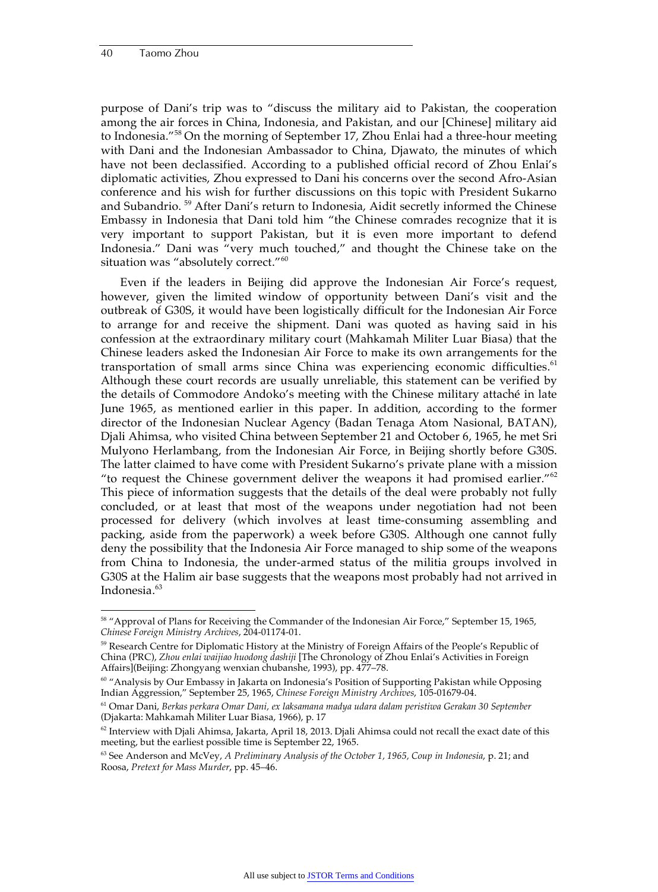purpose of Dani's trip was to "discuss the military aid to Pakistan, the cooperation among the air forces in China, Indonesia, and Pakistan, and our [Chinese] military aid to Indonesia."[58] On the morning of September 17, Zhou Enlai had a three-hour meeting with Dani and the Indonesian Ambassador to China, Djawato, the minutes of which have not been declassified. According to a published official record of Zhou Enlai's diplomatic activities, Zhou expressed to Dani his concerns over the second Afro-Asian conference and his wish for further discussions on this topic with President Sukarno and Subandrio.[59] After Dani's return to Indonesia, Aidit secretly informed the Chinese Embassy in Indonesia that Dani told him "the Chinese comrades recognize that it is very important to support Pakistan, but it is even more important to defend Indonesia." Dani was "very much touched," and thought the Chinese take on the situation was "absolutely correct."[60]

Even if the leaders in Beijing did approve the Indonesian Air Force's request, however, given the limited window of opportunity between Dani's visit and the outbreak of G30S, it would have been logistically difficult for the Indonesian Air Force to arrange for and receive the shipment. Dani was quoted as having said in his confession at the extraordinary military court (Mahkamah Militer Luar Biasa) that the Chinese leaders asked the Indonesian Air Force to make its own arrangements for the transportation of small arms since China was experiencing economic difficulties.[61] Although these court records are usually unreliable, this statement can be verified by the details of Commodore Andoko's meeting with the Chinese military attaché in late June 1965, as mentioned earlier in this paper. In addition, according to the former director of the Indonesian Nuclear Agency (Badan Tenaga Atom Nasional, BATAN), Djali Ahimsa, who visited China between September 21 and October 6, 1965, he met Sri Mulyono Herlambang, from the Indonesian Air Force, in Beijing shortly before G30S. The latter claimed to have come with President Sukarno's private plane with a mission "to request the Chinese government deliver the weapons it had promised earlier."[62] This piece of information suggests that the details of the deal were probably not fully concluded, or at least that most of the weapons under negotiation had not been processed for delivery (which involves at least time-consuming assembling and packing, aside from the paperwork) a week before G30S. Although one cannot fully deny the possibility that the Indonesia Air Force managed to ship some of the weapons from China to Indonesia, the under-armed status of the militia groups involved in G30S at the Halim air base suggests that the weapons most probably had not arrived in Indonesia.[63]

---

[58] "Approval of Plans for Receiving the Commander of the Indonesian Air Force," September 15, 1965, *Chinese Foreign Ministry Archives*, 204-01174-01.

[59] Research Centre for Diplomatic History at the Ministry of Foreign Affairs of the People's Republic of China (PRC), *Zhou enlai waijiao huodong dashiji* [The Chronology of Zhou Enlai's Activities in Foreign Affairs](Beijing: Zhongyang wenxian chubanshe, 1993), pp. 477–78.

[60] "Analysis by Our Embassy in Jakarta on Indonesia's Position of Supporting Pakistan while Opposing Indian Aggression," September 25, 1965, *Chinese Foreign Ministry Archives*, 105-01679-04.

[61] Omar Dani, *Berkas perkara Omar Dani, ex laksamana madya udara dalam peristiwa Gerakan 30 September* (Djakarta: Mahkamah Militer Luar Biasa, 1966), p. 17

[62] Interview with Djali Ahimsa, Jakarta, April 18, 2013. Djali Ahimsa could not recall the exact date of this meeting, but the earliest possible time is September 22, 1965.

[63] See Anderson and McVey, *A Preliminary Analysis of the October 1, 1965, Coup in Indonesia*, p. 21; and Roosa, *Pretext for Mass Murder*, pp. 45–46.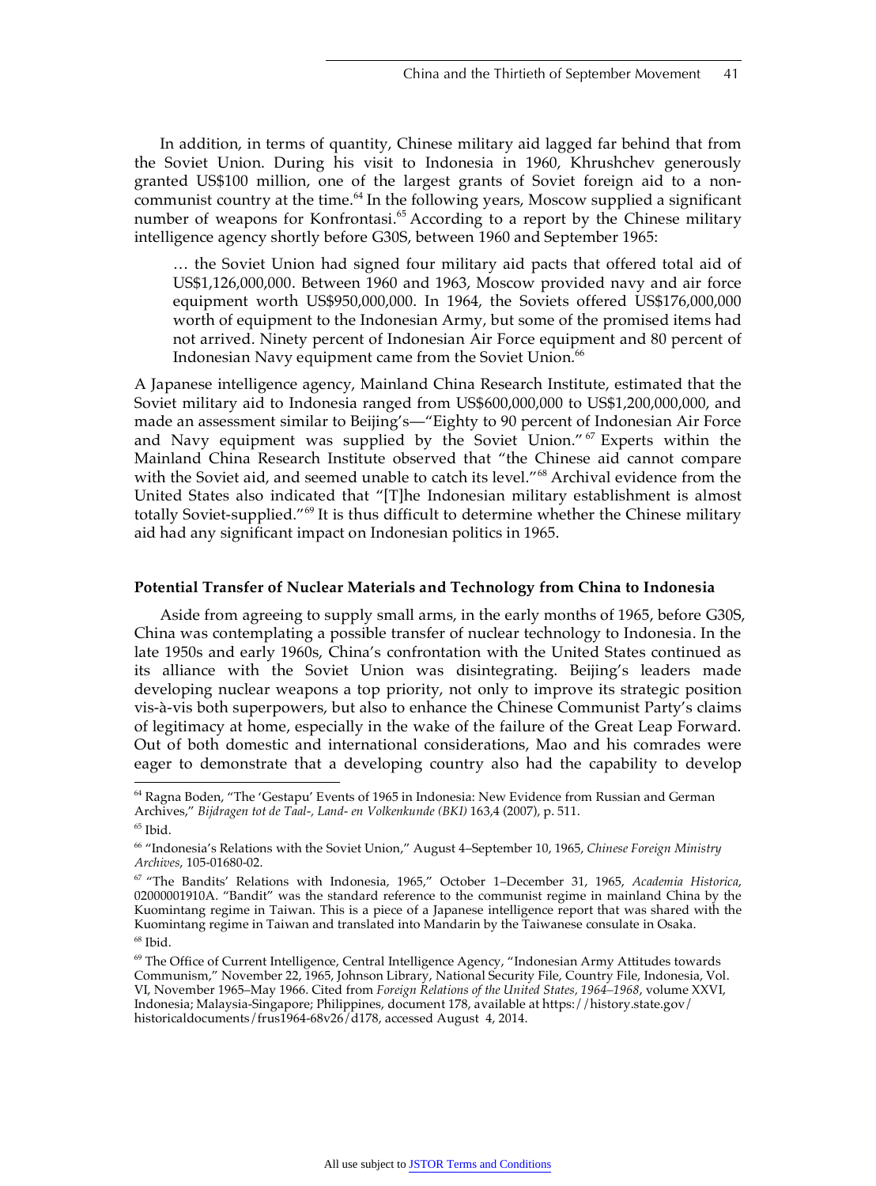In addition, in terms of quantity, Chinese military aid lagged far behind that from the Soviet Union. During his visit to Indonesia in 1960, Khrushchev generously granted US$100 million, one of the largest grants of Soviet foreign aid to a non-communist country at the time.[64] In the following years, Moscow supplied a significant number of weapons for Konfrontasi.[65] According to a report by the Chinese military intelligence agency shortly before G30S, between 1960 and September 1965:

> … the Soviet Union had signed four military aid pacts that offered total aid of US$1,126,000,000. Between 1960 and 1963, Moscow provided navy and air force equipment worth US$950,000,000. In 1964, the Soviets offered US$176,000,000 worth of equipment to the Indonesian Army, but some of the promised items had not arrived. Ninety percent of Indonesian Air Force equipment and 80 percent of Indonesian Navy equipment came from the Soviet Union.[66]

A Japanese intelligence agency, Mainland China Research Institute, estimated that the Soviet military aid to Indonesia ranged from US$600,000,000 to US$1,200,000,000, and made an assessment similar to Beijing's—"Eighty to 90 percent of Indonesian Air Force and Navy equipment was supplied by the Soviet Union."[67] Experts within the Mainland China Research Institute observed that "the Chinese aid cannot compare with the Soviet aid, and seemed unable to catch its level."[68] Archival evidence from the United States also indicated that "[T]he Indonesian military establishment is almost totally Soviet-supplied."[69] It is thus difficult to determine whether the Chinese military aid had any significant impact on Indonesian politics in 1965.

### Potential Transfer of Nuclear Materials and Technology from China to Indonesia

Aside from agreeing to supply small arms, in the early months of 1965, before G30S, China was contemplating a possible transfer of nuclear technology to Indonesia. In the late 1950s and early 1960s, China's confrontation with the United States continued as its alliance with the Soviet Union was disintegrating. Beijing's leaders made developing nuclear weapons a top priority, not only to improve its strategic position vis-à-vis both superpowers, but also to enhance the Chinese Communist Party's claims of legitimacy at home, especially in the wake of the failure of the Great Leap Forward. Out of both domestic and international considerations, Mao and his comrades were eager to demonstrate that a developing country also had the capability to develop

---

[64] Ragna Boden, "The 'Gestapu' Events of 1965 in Indonesia: New Evidence from Russian and German Archives," *Bijdragen tot de Taal-, Land- en Volkenkunde (BKI)* 163,4 (2007), p. 511.

[65] Ibid.

[66] "Indonesia's Relations with the Soviet Union," August 4–September 10, 1965, *Chinese Foreign Ministry Archives*, 105-01680-02.

[67] "The Bandits' Relations with Indonesia, 1965," October 1–December 31, 1965, *Academia Historica*, 02000001910A. "Bandit" was the standard reference to the communist regime in mainland China by the Kuomintang regime in Taiwan. This is a piece of a Japanese intelligence report that was shared with the Kuomintang regime in Taiwan and translated into Mandarin by the Taiwanese consulate in Osaka.

[68] Ibid.

[69] The Office of Current Intelligence, Central Intelligence Agency, "Indonesian Army Attitudes towards Communism," November 22, 1965, Johnson Library, National Security File, Country File, Indonesia, Vol. VI, November 1965–May 1966. Cited from *Foreign Relations of the United States, 1964–1968*, volume XXVI, Indonesia; Malaysia-Singapore; Philippines, document 178, available at https://history.state.gov/historicaldocuments/frus1964-68v26/d178, accessed August 4, 2014.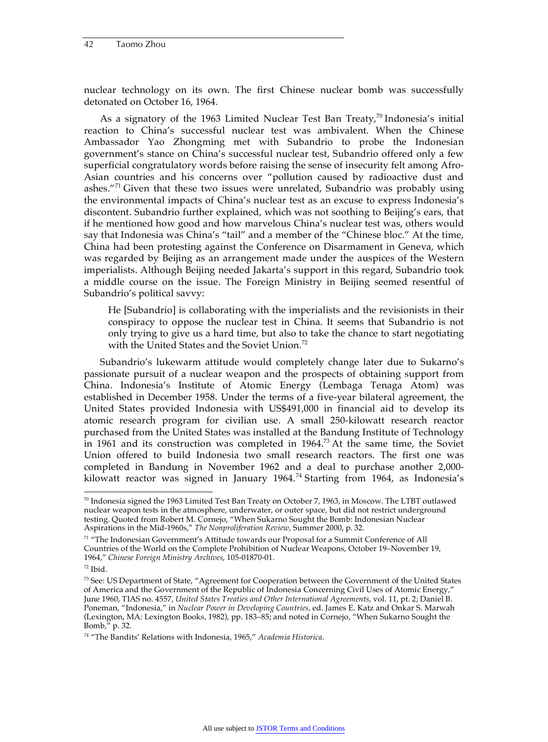nuclear technology on its own. The first Chinese nuclear bomb was successfully detonated on October 16, 1964.

As a signatory of the 1963 Limited Nuclear Test Ban Treaty,[70] Indonesia's initial reaction to China's successful nuclear test was ambivalent. When the Chinese Ambassador Yao Zhongming met with Subandrio to probe the Indonesian government's stance on China's successful nuclear test, Subandrio offered only a few superficial congratulatory words before raising the sense of insecurity felt among Afro-Asian countries and his concerns over "pollution caused by radioactive dust and ashes."[71] Given that these two issues were unrelated, Subandrio was probably using the environmental impacts of China's nuclear test as an excuse to express Indonesia's discontent. Subandrio further explained, which was not soothing to Beijing's ears, that if he mentioned how good and how marvelous China's nuclear test was, others would say that Indonesia was China's "tail" and a member of the "Chinese bloc." At the time, China had been protesting against the Conference on Disarmament in Geneva, which was regarded by Beijing as an arrangement made under the auspices of the Western imperialists. Although Beijing needed Jakarta's support in this regard, Subandrio took a middle course on the issue. The Foreign Ministry in Beijing seemed resentful of Subandrio's political savvy:

> He [Subandrio] is collaborating with the imperialists and the revisionists in their conspiracy to oppose the nuclear test in China. It seems that Subandrio is not only trying to give us a hard time, but also to take the chance to start negotiating with the United States and the Soviet Union.[72]

Subandrio's lukewarm attitude would completely change later due to Sukarno's passionate pursuit of a nuclear weapon and the prospects of obtaining support from China. Indonesia's Institute of Atomic Energy (Lembaga Tenaga Atom) was established in December 1958. Under the terms of a five-year bilateral agreement, the United States provided Indonesia with US$491,000 in financial aid to develop its atomic research program for civilian use. A small 250-kilowatt research reactor purchased from the United States was installed at the Bandung Institute of Technology in 1961 and its construction was completed in 1964.[73] At the same time, the Soviet Union offered to build Indonesia two small research reactors. The first one was completed in Bandung in November 1962 and a deal to purchase another 2,000-kilowatt reactor was signed in January 1964.[74] Starting from 1964, as Indonesia's

---

[70] Indonesia signed the 1963 Limited Test Ban Treaty on October 7, 1963, in Moscow. The LTBT outlawed nuclear weapon tests in the atmosphere, underwater, or outer space, but did not restrict underground testing. Quoted from Robert M. Cornejo, "When Sukarno Sought the Bomb: Indonesian Nuclear Aspirations in the Mid-1960s," *The Nonproliferation Review*, Summer 2000, p. 32.

[71] "The Indonesian Government's Attitude towards our Proposal for a Summit Conference of All Countries of the World on the Complete Prohibition of Nuclear Weapons, October 19–November 19, 1964," *Chinese Foreign Ministry Archives*, 105-01870-01.

[72] Ibid.

[73] See: US Department of State, "Agreement for Cooperation between the Government of the United States of America and the Government of the Republic of Indonesia Concerning Civil Uses of Atomic Energy," June 1960, TIAS no. 4557, *United States Treaties and Other International Agreements*, vol. 11, pt. 2; Daniel B. Poneman, "Indonesia," in *Nuclear Power in Developing Countries*, ed. James E. Katz and Onkar S. Marwah (Lexington, MA: Lexington Books, 1982), pp. 183–85; and noted in Cornejo, "When Sukarno Sought the Bomb," p. 32.

[74] "The Bandits' Relations with Indonesia, 1965," *Academia Historica*.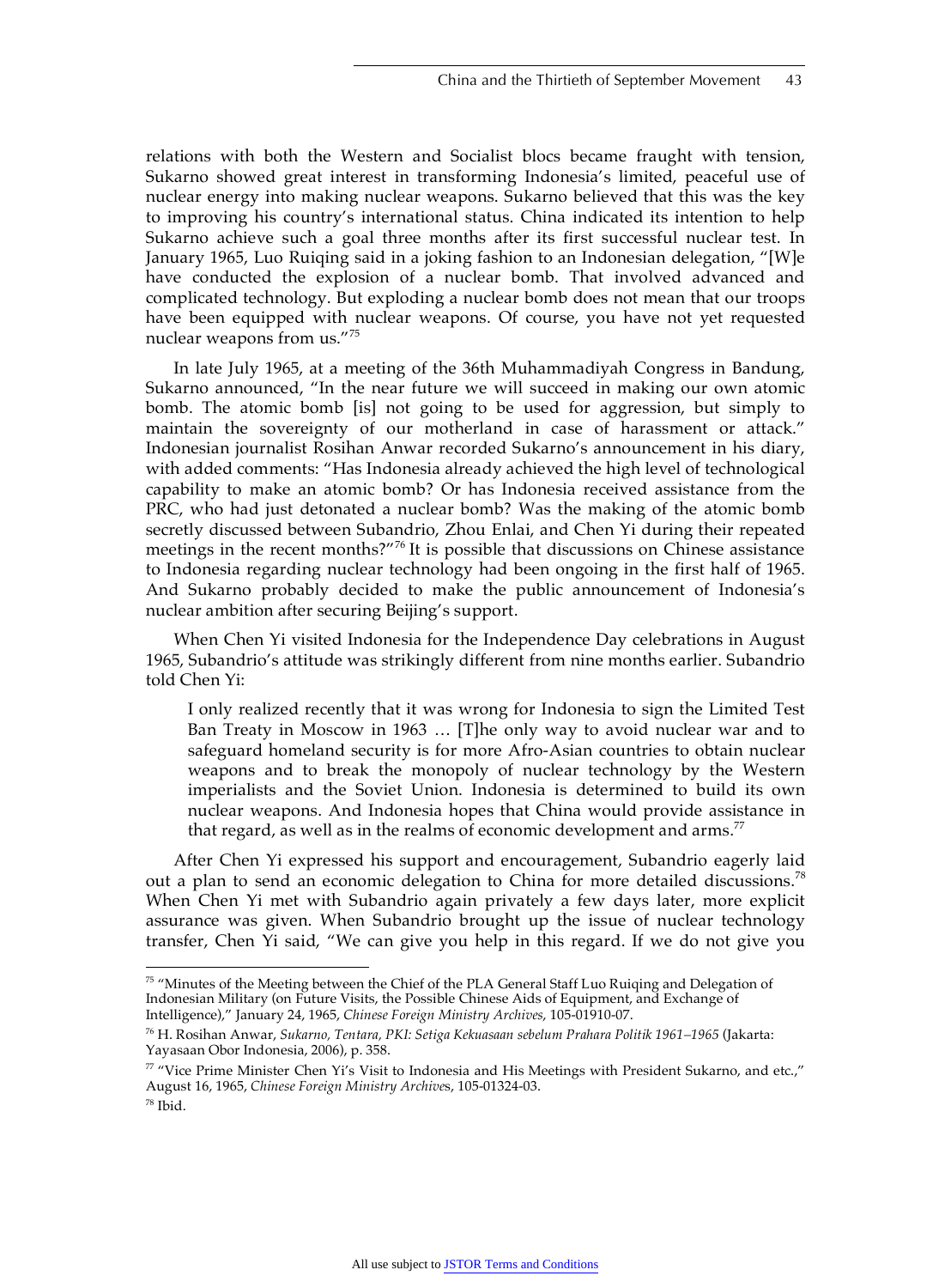relations with both the Western and Socialist blocs became fraught with tension, Sukarno showed great interest in transforming Indonesia's limited, peaceful use of nuclear energy into making nuclear weapons. Sukarno believed that this was the key to improving his country's international status. China indicated its intention to help Sukarno achieve such a goal three months after its first successful nuclear test. In January 1965, Luo Ruiqing said in a joking fashion to an Indonesian delegation, "[W]e have conducted the explosion of a nuclear bomb. That involved advanced and complicated technology. But exploding a nuclear bomb does not mean that our troops have been equipped with nuclear weapons. Of course, you have not yet requested nuclear weapons from us."[75]

In late July 1965, at a meeting of the 36th Muhammadiyah Congress in Bandung, Sukarno announced, "In the near future we will succeed in making our own atomic bomb. The atomic bomb [is] not going to be used for aggression, but simply to maintain the sovereignty of our motherland in case of harassment or attack." Indonesian journalist Rosihan Anwar recorded Sukarno's announcement in his diary, with added comments: "Has Indonesia already achieved the high level of technological capability to make an atomic bomb? Or has Indonesia received assistance from the PRC, who had just detonated a nuclear bomb? Was the making of the atomic bomb secretly discussed between Subandrio, Zhou Enlai, and Chen Yi during their repeated meetings in the recent months?"[76] It is possible that discussions on Chinese assistance to Indonesia regarding nuclear technology had been ongoing in the first half of 1965. And Sukarno probably decided to make the public announcement of Indonesia's nuclear ambition after securing Beijing's support.

When Chen Yi visited Indonesia for the Independence Day celebrations in August 1965, Subandrio's attitude was strikingly different from nine months earlier. Subandrio told Chen Yi:

> I only realized recently that it was wrong for Indonesia to sign the Limited Test Ban Treaty in Moscow in 1963 … [T]he only way to avoid nuclear war and to safeguard homeland security is for more Afro-Asian countries to obtain nuclear weapons and to break the monopoly of nuclear technology by the Western imperialists and the Soviet Union. Indonesia is determined to build its own nuclear weapons. And Indonesia hopes that China would provide assistance in that regard, as well as in the realms of economic development and arms.[77]

After Chen Yi expressed his support and encouragement, Subandrio eagerly laid out a plan to send an economic delegation to China for more detailed discussions.[78] When Chen Yi met with Subandrio again privately a few days later, more explicit assurance was given. When Subandrio brought up the issue of nuclear technology transfer, Chen Yi said, "We can give you help in this regard. If we do not give you

---

[75] "Minutes of the Meeting between the Chief of the PLA General Staff Luo Ruiqing and Delegation of Indonesian Military (on Future Visits, the Possible Chinese Aids of Equipment, and Exchange of Intelligence)," January 24, 1965, *Chinese Foreign Ministry Archives*, 105-01910-07.

[76] H. Rosihan Anwar, *Sukarno, Tentara, PKI: Setiga Kekuasaan sebelum Prahara Politik 1961–1965* (Jakarta: Yayasaan Obor Indonesia, 2006), p. 358.

[77] "Vice Prime Minister Chen Yi's Visit to Indonesia and His Meetings with President Sukarno, and etc.," August 16, 1965, *Chinese Foreign Ministry Archive*s, 105-01324-03.

[78] Ibid.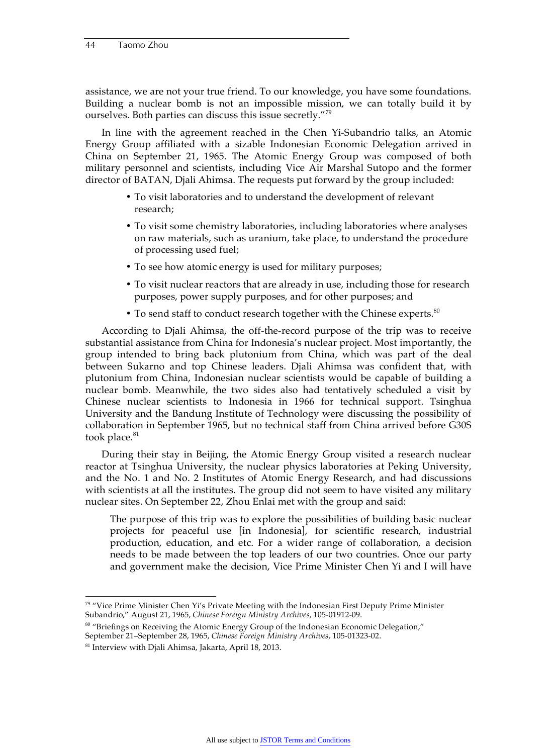assistance, we are not your true friend. To our knowledge, you have some foundations. Building a nuclear bomb is not an impossible mission, we can totally build it by ourselves. Both parties can discuss this issue secretly."[79]

In line with the agreement reached in the Chen Yi-Subandrio talks, an Atomic Energy Group affiliated with a sizable Indonesian Economic Delegation arrived in China on September 21, 1965. The Atomic Energy Group was composed of both military personnel and scientists, including Vice Air Marshal Sutopo and the former director of BATAN, Djali Ahimsa. The requests put forward by the group included:

- To visit laboratories and to understand the development of relevant research;
- To visit some chemistry laboratories, including laboratories where analyses on raw materials, such as uranium, take place, to understand the procedure of processing used fuel;
- To see how atomic energy is used for military purposes;
- To visit nuclear reactors that are already in use, including those for research purposes, power supply purposes, and for other purposes; and
- To send staff to conduct research together with the Chinese experts.[80]

According to Djali Ahimsa, the off-the-record purpose of the trip was to receive substantial assistance from China for Indonesia's nuclear project. Most importantly, the group intended to bring back plutonium from China, which was part of the deal between Sukarno and top Chinese leaders. Djali Ahimsa was confident that, with plutonium from China, Indonesian nuclear scientists would be capable of building a nuclear bomb. Meanwhile, the two sides also had tentatively scheduled a visit by Chinese nuclear scientists to Indonesia in 1966 for technical support. Tsinghua University and the Bandung Institute of Technology were discussing the possibility of collaboration in September 1965, but no technical staff from China arrived before G30S took place.[81]

During their stay in Beijing, the Atomic Energy Group visited a research nuclear reactor at Tsinghua University, the nuclear physics laboratories at Peking University, and the No. 1 and No. 2 Institutes of Atomic Energy Research, and had discussions with scientists at all the institutes. The group did not seem to have visited any military nuclear sites. On September 22, Zhou Enlai met with the group and said:

> The purpose of this trip was to explore the possibilities of building basic nuclear projects for peaceful use [in Indonesia], for scientific research, industrial production, education, and etc. For a wider range of collaboration, a decision needs to be made between the top leaders of our two countries. Once our party and government make the decision, Vice Prime Minister Chen Yi and I will have

---

[79] "Vice Prime Minister Chen Yi's Private Meeting with the Indonesian First Deputy Prime Minister Subandrio," August 21, 1965, *Chinese Foreign Ministry Archives*, 105-01912-09.

[80] "Briefings on Receiving the Atomic Energy Group of the Indonesian Economic Delegation," September 21–September 28, 1965, *Chinese Foreign Ministry Archives*, 105-01323-02.

[81] Interview with Djali Ahimsa, Jakarta, April 18, 2013.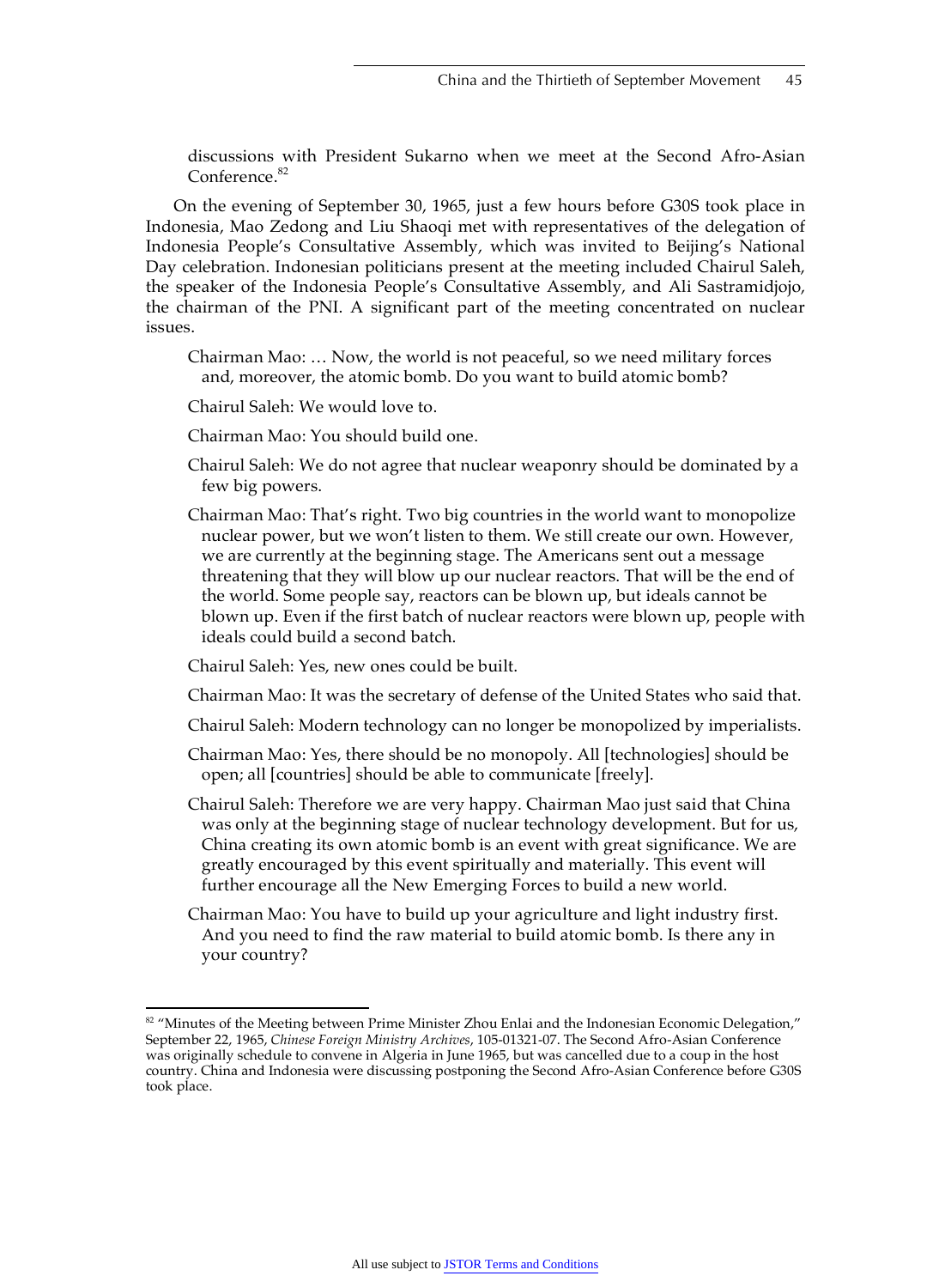discussions with President Sukarno when we meet at the Second Afro-Asian Conference.[82]

On the evening of September 30, 1965, just a few hours before G30S took place in Indonesia, Mao Zedong and Liu Shaoqi met with representatives of the delegation of Indonesia People's Consultative Assembly, which was invited to Beijing's National Day celebration. Indonesian politicians present at the meeting included Chairul Saleh, the speaker of the Indonesia People's Consultative Assembly, and Ali Sastramidjojo, the chairman of the PNI. A significant part of the meeting concentrated on nuclear issues.

> Chairman Mao: … Now, the world is not peaceful, so we need military forces and, moreover, the atomic bomb. Do you want to build atomic bomb?
>
> Chairul Saleh: We would love to.
>
> Chairman Mao: You should build one.
>
> Chairul Saleh: We do not agree that nuclear weaponry should be dominated by a few big powers.
>
> Chairman Mao: That's right. Two big countries in the world want to monopolize nuclear power, but we won't listen to them. We still create our own. However, we are currently at the beginning stage. The Americans sent out a message threatening that they will blow up our nuclear reactors. That will be the end of the world. Some people say, reactors can be blown up, but ideals cannot be blown up. Even if the first batch of nuclear reactors were blown up, people with ideals could build a second batch.
>
> Chairul Saleh: Yes, new ones could be built.
>
> Chairman Mao: It was the secretary of defense of the United States who said that.
>
> Chairul Saleh: Modern technology can no longer be monopolized by imperialists.
>
> Chairman Mao: Yes, there should be no monopoly. All [technologies] should be open; all [countries] should be able to communicate [freely].
>
> Chairul Saleh: Therefore we are very happy. Chairman Mao just said that China was only at the beginning stage of nuclear technology development. But for us, China creating its own atomic bomb is an event with great significance. We are greatly encouraged by this event spiritually and materially. This event will further encourage all the New Emerging Forces to build a new world.
>
> Chairman Mao: You have to build up your agriculture and light industry first. And you need to find the raw material to build atomic bomb. Is there any in your country?

---

[82] "Minutes of the Meeting between Prime Minister Zhou Enlai and the Indonesian Economic Delegation," September 22, 1965, *Chinese Foreign Ministry Archives*, 105-01321-07. The Second Afro-Asian Conference was originally schedule to convene in Algeria in June 1965, but was cancelled due to a coup in the host country. China and Indonesia were discussing postponing the Second Afro-Asian Conference before G30S took place.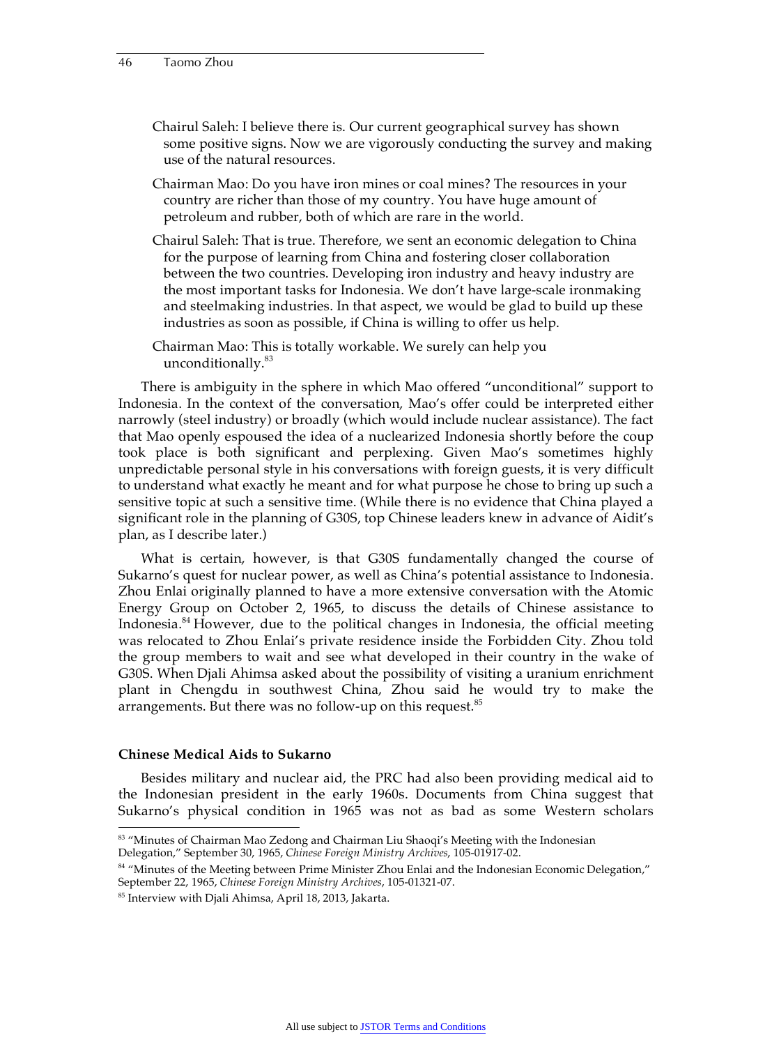Chairul Saleh: I believe there is. Our current geographical survey has shown some positive signs. Now we are vigorously conducting the survey and making use of the natural resources.

Chairman Mao: Do you have iron mines or coal mines? The resources in your country are richer than those of my country. You have huge amount of petroleum and rubber, both of which are rare in the world.

Chairul Saleh: That is true. Therefore, we sent an economic delegation to China for the purpose of learning from China and fostering closer collaboration between the two countries. Developing iron industry and heavy industry are the most important tasks for Indonesia. We don't have large-scale ironmaking and steelmaking industries. In that aspect, we would be glad to build up these industries as soon as possible, if China is willing to offer us help.

Chairman Mao: This is totally workable. We surely can help you unconditionally.[83]

There is ambiguity in the sphere in which Mao offered "unconditional" support to Indonesia. In the context of the conversation, Mao's offer could be interpreted either narrowly (steel industry) or broadly (which would include nuclear assistance). The fact that Mao openly espoused the idea of a nuclearized Indonesia shortly before the coup took place is both significant and perplexing. Given Mao's sometimes highly unpredictable personal style in his conversations with foreign guests, it is very difficult to understand what exactly he meant and for what purpose he chose to bring up such a sensitive topic at such a sensitive time. (While there is no evidence that China played a significant role in the planning of G30S, top Chinese leaders knew in advance of Aidit's plan, as I describe later.)

What is certain, however, is that G30S fundamentally changed the course of Sukarno's quest for nuclear power, as well as China's potential assistance to Indonesia. Zhou Enlai originally planned to have a more extensive conversation with the Atomic Energy Group on October 2, 1965, to discuss the details of Chinese assistance to Indonesia.[84] However, due to the political changes in Indonesia, the official meeting was relocated to Zhou Enlai's private residence inside the Forbidden City. Zhou told the group members to wait and see what developed in their country in the wake of G30S. When Djali Ahimsa asked about the possibility of visiting a uranium enrichment plant in Chengdu in southwest China, Zhou said he would try to make the arrangements. But there was no follow-up on this request.[85]

### Chinese Medical Aids to Sukarno

Besides military and nuclear aid, the PRC had also been providing medical aid to the Indonesian president in the early 1960s. Documents from China suggest that Sukarno's physical condition in 1965 was not as bad as some Western scholars

---

[83] "Minutes of Chairman Mao Zedong and Chairman Liu Shaoqi's Meeting with the Indonesian Delegation," September 30, 1965, *Chinese Foreign Ministry Archives*, 105-01917-02.

[84] "Minutes of the Meeting between Prime Minister Zhou Enlai and the Indonesian Economic Delegation," September 22, 1965, *Chinese Foreign Ministry Archives*, 105-01321-07.

[85] Interview with Djali Ahimsa, April 18, 2013, Jakarta.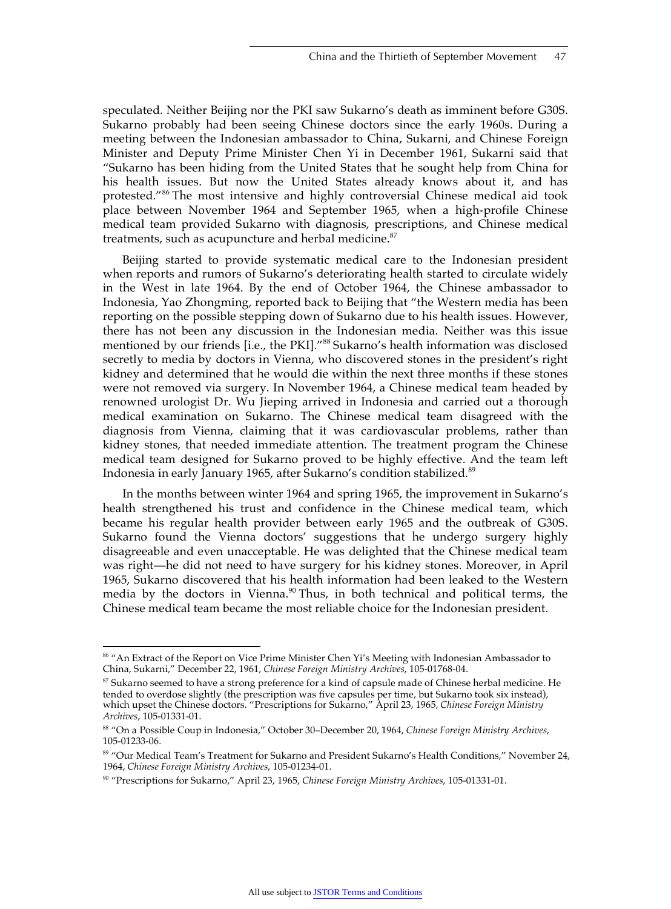speculated. Neither Beijing nor the PKI saw Sukarno's death as imminent before G30S. Sukarno probably had been seeing Chinese doctors since the early 1960s. During a meeting between the Indonesian ambassador to China, Sukarni, and Chinese Foreign Minister and Deputy Prime Minister Chen Yi in December 1961, Sukarni said that "Sukarno has been hiding from the United States that he sought help from China for his health issues. But now the United States already knows about it, and has protested."[86] The most intensive and highly controversial Chinese medical aid took place between November 1964 and September 1965, when a high-profile Chinese medical team provided Sukarno with diagnosis, prescriptions, and Chinese medical treatments, such as acupuncture and herbal medicine.[87]

Beijing started to provide systematic medical care to the Indonesian president when reports and rumors of Sukarno's deteriorating health started to circulate widely in the West in late 1964. By the end of October 1964, the Chinese ambassador to Indonesia, Yao Zhongming, reported back to Beijing that "the Western media has been reporting on the possible stepping down of Sukarno due to his health issues. However, there has not been any discussion in the Indonesian media. Neither was this issue mentioned by our friends [i.e., the PKI]."[88] Sukarno's health information was disclosed secretly to media by doctors in Vienna, who discovered stones in the president's right kidney and determined that he would die within the next three months if these stones were not removed via surgery. In November 1964, a Chinese medical team headed by renowned urologist Dr. Wu Jieping arrived in Indonesia and carried out a thorough medical examination on Sukarno. The Chinese medical team disagreed with the diagnosis from Vienna, claiming that it was cardiovascular problems, rather than kidney stones, that needed immediate attention. The treatment program the Chinese medical team designed for Sukarno proved to be highly effective. And the team left Indonesia in early January 1965, after Sukarno's condition stabilized.[89]

In the months between winter 1964 and spring 1965, the improvement in Sukarno's health strengthened his trust and confidence in the Chinese medical team, which became his regular health provider between early 1965 and the outbreak of G30S. Sukarno found the Vienna doctors' suggestions that he undergo surgery highly disagreeable and even unacceptable. He was delighted that the Chinese medical team was right—he did not need to have surgery for his kidney stones. Moreover, in April 1965, Sukarno discovered that his health information had been leaked to the Western media by the doctors in Vienna.[90] Thus, in both technical and political terms, the Chinese medical team became the most reliable choice for the Indonesian president.

---

[86] "An Extract of the Report on Vice Prime Minister Chen Yi's Meeting with Indonesian Ambassador to China, Sukarni," December 22, 1961, *Chinese Foreign Ministry Archives*, 105-01768-04.

[87] Sukarno seemed to have a strong preference for a kind of capsule made of Chinese herbal medicine. He tended to overdose slightly (the prescription was five capsules per time, but Sukarno took six instead), which upset the Chinese doctors. "Prescriptions for Sukarno," April 23, 1965, *Chinese Foreign Ministry Archives*, 105-01331-01.

[88] "On a Possible Coup in Indonesia," October 30–December 20, 1964, *Chinese Foreign Ministry Archives*, 105-01233-06.

[89] "Our Medical Team's Treatment for Sukarno and President Sukarno's Health Conditions," November 24, 1964, *Chinese Foreign Ministry Archives*, 105-01234-01.

[90] "Prescriptions for Sukarno," April 23, 1965, *Chinese Foreign Ministry Archives*, 105-01331-01.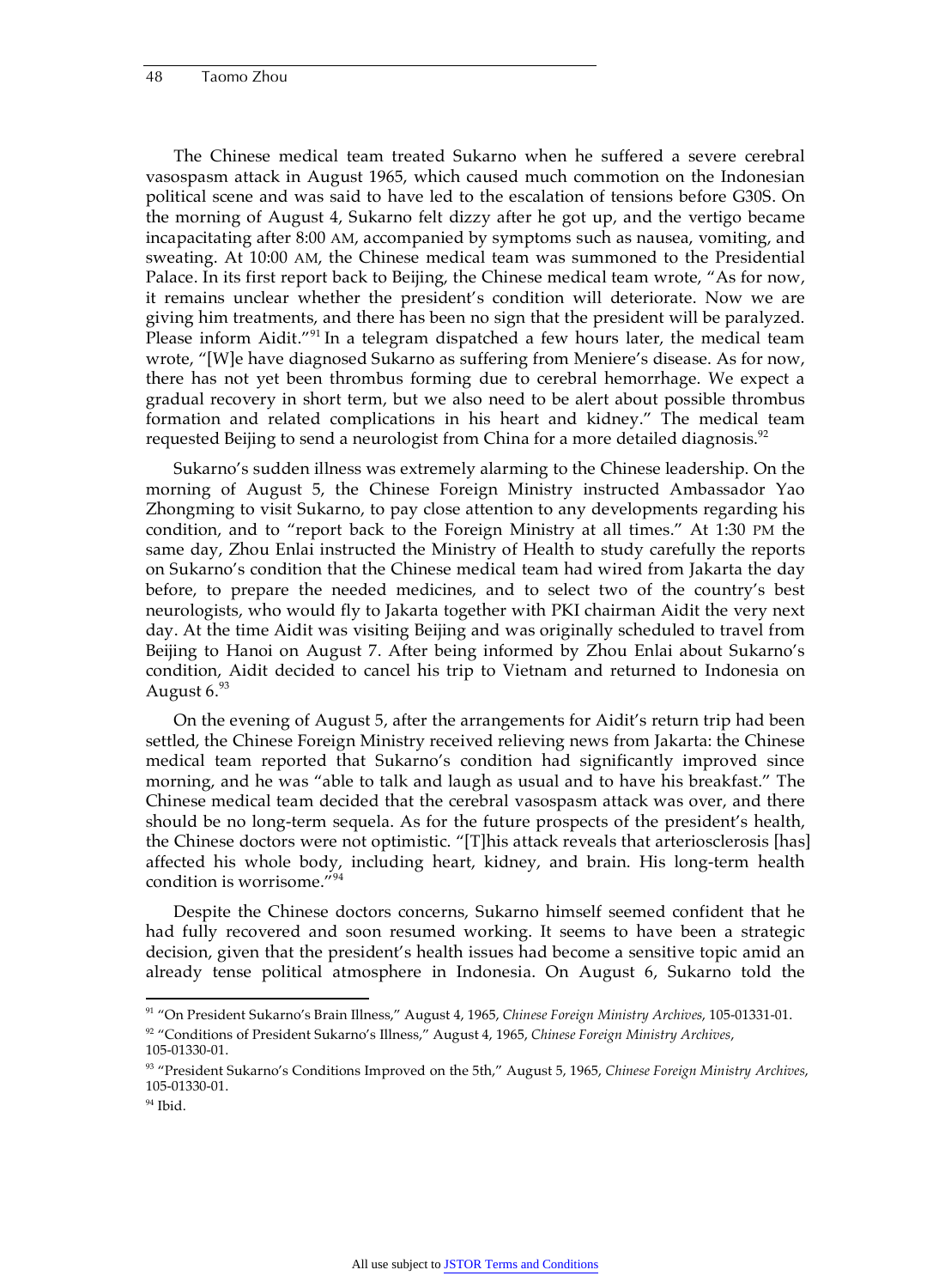The Chinese medical team treated Sukarno when he suffered a severe cerebral vasospasm attack in August 1965, which caused much commotion on the Indonesian political scene and was said to have led to the escalation of tensions before G30S. On the morning of August 4, Sukarno felt dizzy after he got up, and the vertigo became incapacitating after 8:00 AM, accompanied by symptoms such as nausea, vomiting, and sweating. At 10:00 AM, the Chinese medical team was summoned to the Presidential Palace. In its first report back to Beijing, the Chinese medical team wrote, "As for now, it remains unclear whether the president's condition will deteriorate. Now we are giving him treatments, and there has been no sign that the president will be paralyzed. Please inform Aidit."[91] In a telegram dispatched a few hours later, the medical team wrote, "[W]e have diagnosed Sukarno as suffering from Meniere's disease. As for now, there has not yet been thrombus forming due to cerebral hemorrhage. We expect a gradual recovery in short term, but we also need to be alert about possible thrombus formation and related complications in his heart and kidney." The medical team requested Beijing to send a neurologist from China for a more detailed diagnosis.[92]

Sukarno's sudden illness was extremely alarming to the Chinese leadership. On the morning of August 5, the Chinese Foreign Ministry instructed Ambassador Yao Zhongming to visit Sukarno, to pay close attention to any developments regarding his condition, and to "report back to the Foreign Ministry at all times." At 1:30 PM the same day, Zhou Enlai instructed the Ministry of Health to study carefully the reports on Sukarno's condition that the Chinese medical team had wired from Jakarta the day before, to prepare the needed medicines, and to select two of the country's best neurologists, who would fly to Jakarta together with PKI chairman Aidit the very next day. At the time Aidit was visiting Beijing and was originally scheduled to travel from Beijing to Hanoi on August 7. After being informed by Zhou Enlai about Sukarno's condition, Aidit decided to cancel his trip to Vietnam and returned to Indonesia on August 6.[93]

On the evening of August 5, after the arrangements for Aidit's return trip had been settled, the Chinese Foreign Ministry received relieving news from Jakarta: the Chinese medical team reported that Sukarno's condition had significantly improved since morning, and he was "able to talk and laugh as usual and to have his breakfast." The Chinese medical team decided that the cerebral vasospasm attack was over, and there should be no long-term sequela. As for the future prospects of the president's health, the Chinese doctors were not optimistic. "[T]his attack reveals that arteriosclerosis [has] affected his whole body, including heart, kidney, and brain. His long-term health condition is worrisome."[94]

Despite the Chinese doctors concerns, Sukarno himself seemed confident that he had fully recovered and soon resumed working. It seems to have been a strategic decision, given that the president's health issues had become a sensitive topic amid an already tense political atmosphere in Indonesia. On August 6, Sukarno told the

---

[91] "On President Sukarno's Brain Illness," August 4, 1965, *Chinese Foreign Ministry Archives*, 105-01331-01.

[92] "Conditions of President Sukarno's Illness," August 4, 1965, *Chinese Foreign Ministry Archives*, 105-01330-01.

[93] "President Sukarno's Conditions Improved on the 5th," August 5, 1965, *Chinese Foreign Ministry Archives*, 105-01330-01.

[94] Ibid.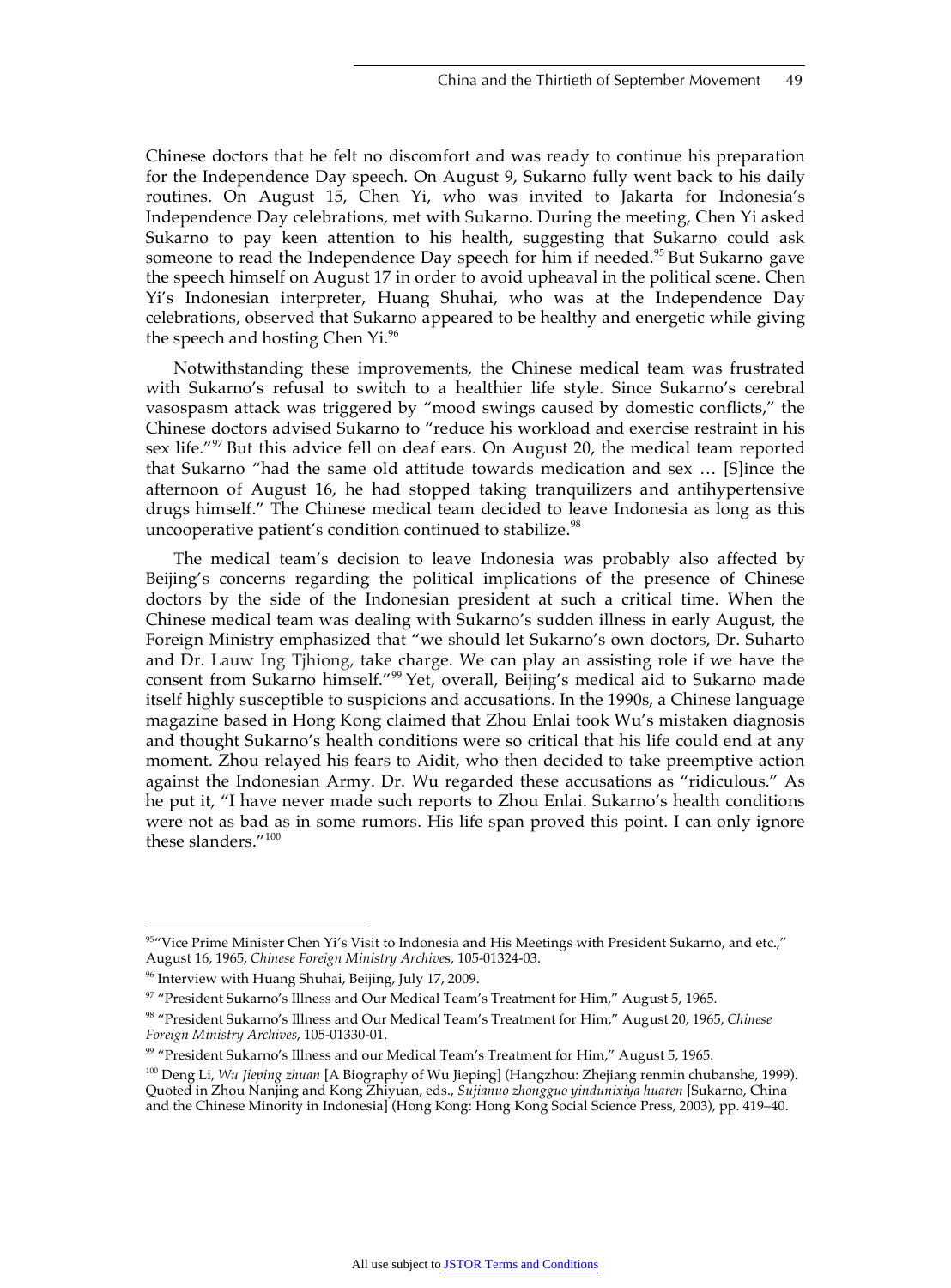Chinese doctors that he felt no discomfort and was ready to continue his preparation for the Independence Day speech. On August 9, Sukarno fully went back to his daily routines. On August 15, Chen Yi, who was invited to Jakarta for Indonesia's Independence Day celebrations, met with Sukarno. During the meeting, Chen Yi asked Sukarno to pay keen attention to his health, suggesting that Sukarno could ask someone to read the Independence Day speech for him if needed.[95] But Sukarno gave the speech himself on August 17 in order to avoid upheaval in the political scene. Chen Yi's Indonesian interpreter, Huang Shuhai, who was at the Independence Day celebrations, observed that Sukarno appeared to be healthy and energetic while giving the speech and hosting Chen Yi.[96]

Notwithstanding these improvements, the Chinese medical team was frustrated with Sukarno's refusal to switch to a healthier life style. Since Sukarno's cerebral vasospasm attack was triggered by "mood swings caused by domestic conflicts," the Chinese doctors advised Sukarno to "reduce his workload and exercise restraint in his sex life."[97] But this advice fell on deaf ears. On August 20, the medical team reported that Sukarno "had the same old attitude towards medication and sex … [S]ince the afternoon of August 16, he had stopped taking tranquilizers and antihypertensive drugs himself." The Chinese medical team decided to leave Indonesia as long as this uncooperative patient's condition continued to stabilize.[98]

The medical team's decision to leave Indonesia was probably also affected by Beijing's concerns regarding the political implications of the presence of Chinese doctors by the side of the Indonesian president at such a critical time. When the Chinese medical team was dealing with Sukarno's sudden illness in early August, the Foreign Ministry emphasized that "we should let Sukarno's own doctors, Dr. Suharto and Dr. Lauw Ing Tjhiong, take charge. We can play an assisting role if we have the consent from Sukarno himself."[99] Yet, overall, Beijing's medical aid to Sukarno made itself highly susceptible to suspicions and accusations. In the 1990s, a Chinese language magazine based in Hong Kong claimed that Zhou Enlai took Wu's mistaken diagnosis and thought Sukarno's health conditions were so critical that his life could end at any moment. Zhou relayed his fears to Aidit, who then decided to take preemptive action against the Indonesian Army. Dr. Wu regarded these accusations as "ridiculous." As he put it, "I have never made such reports to Zhou Enlai. Sukarno's health conditions were not as bad as in some rumors. His life span proved this point. I can only ignore these slanders."[100]

---

[95] "Vice Prime Minister Chen Yi's Visit to Indonesia and His Meetings with President Sukarno, and etc.," August 16, 1965, *Chinese Foreign Ministry Archives*, 105-01324-03.

[96] Interview with Huang Shuhai, Beijing, July 17, 2009.

[97] "President Sukarno's Illness and Our Medical Team's Treatment for Him," August 5, 1965.

[98] "President Sukarno's Illness and Our Medical Team's Treatment for Him," August 20, 1965, *Chinese Foreign Ministry Archives*, 105-01330-01.

[99] "President Sukarno's Illness and our Medical Team's Treatment for Him," August 5, 1965.

[100] Deng Li, *Wu Jieping zhuan* [A Biography of Wu Jieping] (Hangzhou: Zhejiang renmin chubanshe, 1999). Quoted in Zhou Nanjing and Kong Zhiyuan, eds., *Sujianuo zhongguo yindunixiya huaren* [Sukarno, China and the Chinese Minority in Indonesia] (Hong Kong: Hong Kong Social Science Press, 2003), pp. 419–40.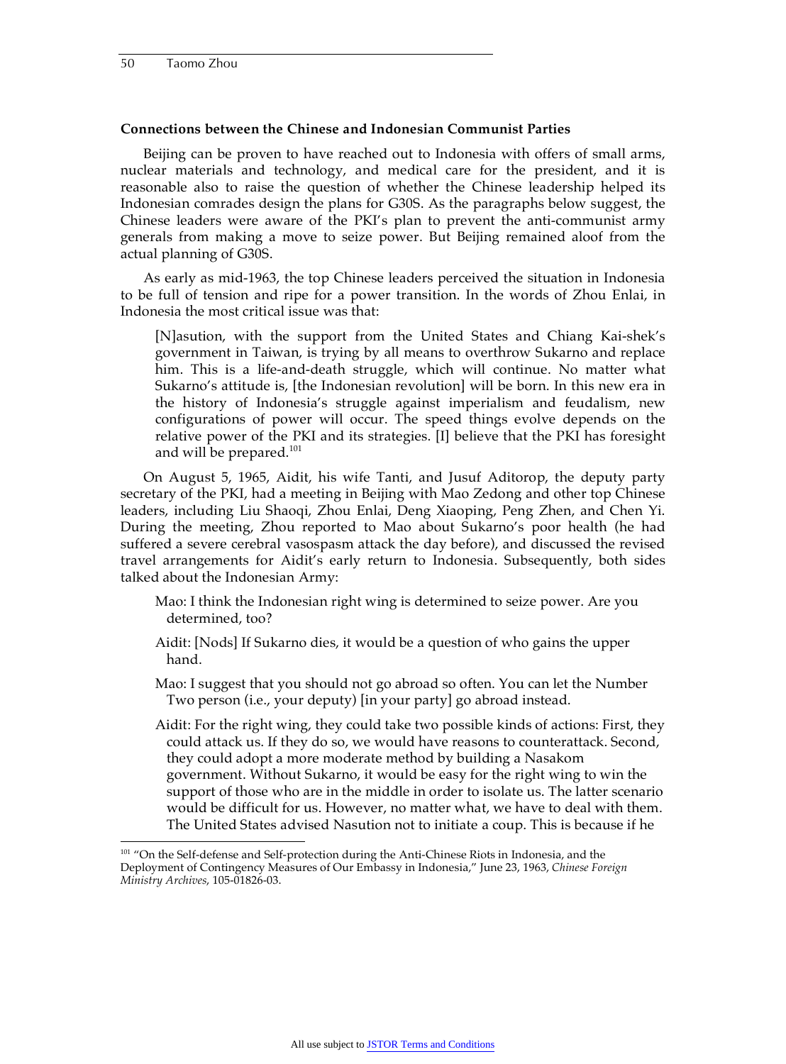### Connections between the Chinese and Indonesian Communist Parties

Beijing can be proven to have reached out to Indonesia with offers of small arms, nuclear materials and technology, and medical care for the president, and it is reasonable also to raise the question of whether the Chinese leadership helped its Indonesian comrades design the plans for G30S. As the paragraphs below suggest, the Chinese leaders were aware of the PKI's plan to prevent the anti-communist army generals from making a move to seize power. But Beijing remained aloof from the actual planning of G30S.

As early as mid-1963, the top Chinese leaders perceived the situation in Indonesia to be full of tension and ripe for a power transition. In the words of Zhou Enlai, in Indonesia the most critical issue was that:

> [N]asution, with the support from the United States and Chiang Kai-shek's government in Taiwan, is trying by all means to overthrow Sukarno and replace him. This is a life-and-death struggle, which will continue. No matter what Sukarno's attitude is, [the Indonesian revolution] will be born. In this new era in the history of Indonesia's struggle against imperialism and feudalism, new configurations of power will occur. The speed things evolve depends on the relative power of the PKI and its strategies. [I] believe that the PKI has foresight and will be prepared.[101]

On August 5, 1965, Aidit, his wife Tanti, and Jusuf Aditorop, the deputy party secretary of the PKI, had a meeting in Beijing with Mao Zedong and other top Chinese leaders, including Liu Shaoqi, Zhou Enlai, Deng Xiaoping, Peng Zhen, and Chen Yi. During the meeting, Zhou reported to Mao about Sukarno's poor health (he had suffered a severe cerebral vasospasm attack the day before), and discussed the revised travel arrangements for Aidit's early return to Indonesia. Subsequently, both sides talked about the Indonesian Army:

> Mao: I think the Indonesian right wing is determined to seize power. Are you determined, too?
>
> Aidit: [Nods] If Sukarno dies, it would be a question of who gains the upper hand.
>
> Mao: I suggest that you should not go abroad so often. You can let the Number Two person (i.e., your deputy) [in your party] go abroad instead.
>
> Aidit: For the right wing, they could take two possible kinds of actions: First, they could attack us. If they do so, we would have reasons to counterattack. Second, they could adopt a more moderate method by building a Nasakom government. Without Sukarno, it would be easy for the right wing to win the support of those who are in the middle in order to isolate us. The latter scenario would be difficult for us. However, no matter what, we have to deal with them. The United States advised Nasution not to initiate a coup. This is because if he

---

[101] "On the Self-defense and Self-protection during the Anti-Chinese Riots in Indonesia, and the Deployment of Contingency Measures of Our Embassy in Indonesia," June 23, 1963, *Chinese Foreign Ministry Archives*, 105-01826-03.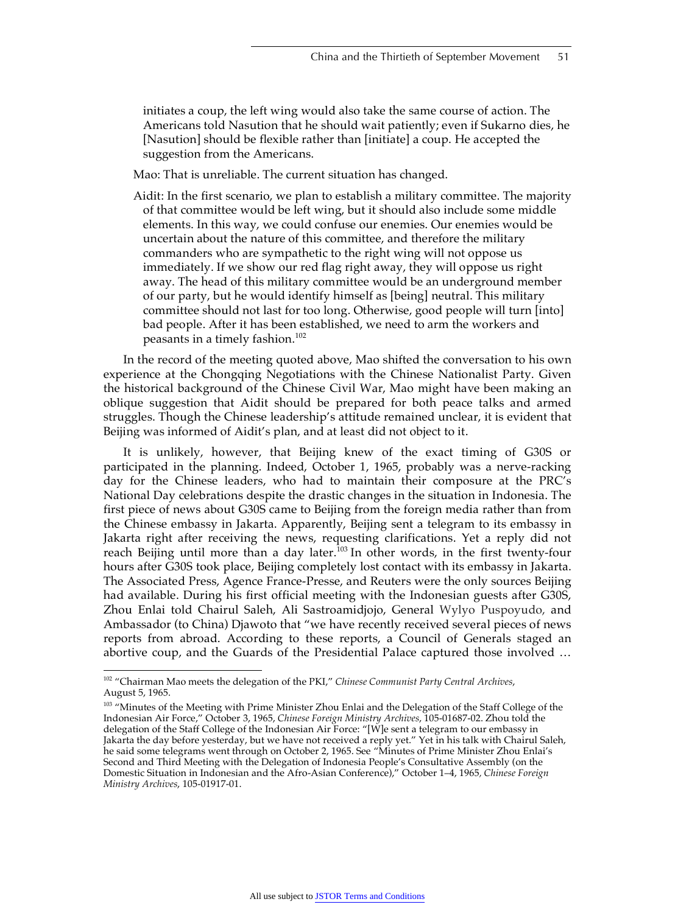initiates a coup, the left wing would also take the same course of action. The Americans told Nasution that he should wait patiently; even if Sukarno dies, he [Nasution] should be flexible rather than [initiate] a coup. He accepted the suggestion from the Americans.

Mao: That is unreliable. The current situation has changed.

Aidit: In the first scenario, we plan to establish a military committee. The majority of that committee would be left wing, but it should also include some middle elements. In this way, we could confuse our enemies. Our enemies would be uncertain about the nature of this committee, and therefore the military commanders who are sympathetic to the right wing will not oppose us immediately. If we show our red flag right away, they will oppose us right away. The head of this military committee would be an underground member of our party, but he would identify himself as [being] neutral. This military committee should not last for too long. Otherwise, good people will turn [into] bad people. After it has been established, we need to arm the workers and peasants in a timely fashion.[102]

In the record of the meeting quoted above, Mao shifted the conversation to his own experience at the Chongqing Negotiations with the Chinese Nationalist Party. Given the historical background of the Chinese Civil War, Mao might have been making an oblique suggestion that Aidit should be prepared for both peace talks and armed struggles. Though the Chinese leadership's attitude remained unclear, it is evident that Beijing was informed of Aidit's plan, and at least did not object to it.

It is unlikely, however, that Beijing knew of the exact timing of G30S or participated in the planning. Indeed, October 1, 1965, probably was a nerve-racking day for the Chinese leaders, who had to maintain their composure at the PRC's National Day celebrations despite the drastic changes in the situation in Indonesia. The first piece of news about G30S came to Beijing from the foreign media rather than from the Chinese embassy in Jakarta. Apparently, Beijing sent a telegram to its embassy in Jakarta right after receiving the news, requesting clarifications. Yet a reply did not reach Beijing until more than a day later.[103] In other words, in the first twenty-four hours after G30S took place, Beijing completely lost contact with its embassy in Jakarta. The Associated Press, Agence France-Presse, and Reuters were the only sources Beijing had available. During his first official meeting with the Indonesian guests after G30S, Zhou Enlai told Chairul Saleh, Ali Sastroamidjojo, General Wylyo Puspoyudo, and Ambassador (to China) Djawoto that "we have recently received several pieces of news reports from abroad. According to these reports, a Council of Generals staged an abortive coup, and the Guards of the Presidential Palace captured those involved …

---

[102] "Chairman Mao meets the delegation of the PKI," *Chinese Communist Party Central Archives*, August 5, 1965.

[103] "Minutes of the Meeting with Prime Minister Zhou Enlai and the Delegation of the Staff College of the Indonesian Air Force," October 3, 1965, *Chinese Foreign Ministry Archives*, 105-01687-02. Zhou told the delegation of the Staff College of the Indonesian Air Force: "[W]e sent a telegram to our embassy in Jakarta the day before yesterday, but we have not received a reply yet." Yet in his talk with Chairul Saleh, he said some telegrams went through on October 2, 1965. See "Minutes of Prime Minister Zhou Enlai's Second and Third Meeting with the Delegation of Indonesia People's Consultative Assembly (on the Domestic Situation in Indonesian and the Afro-Asian Conference)," October 1–4, 1965, *Chinese Foreign Ministry Archives*, 105-01917-01.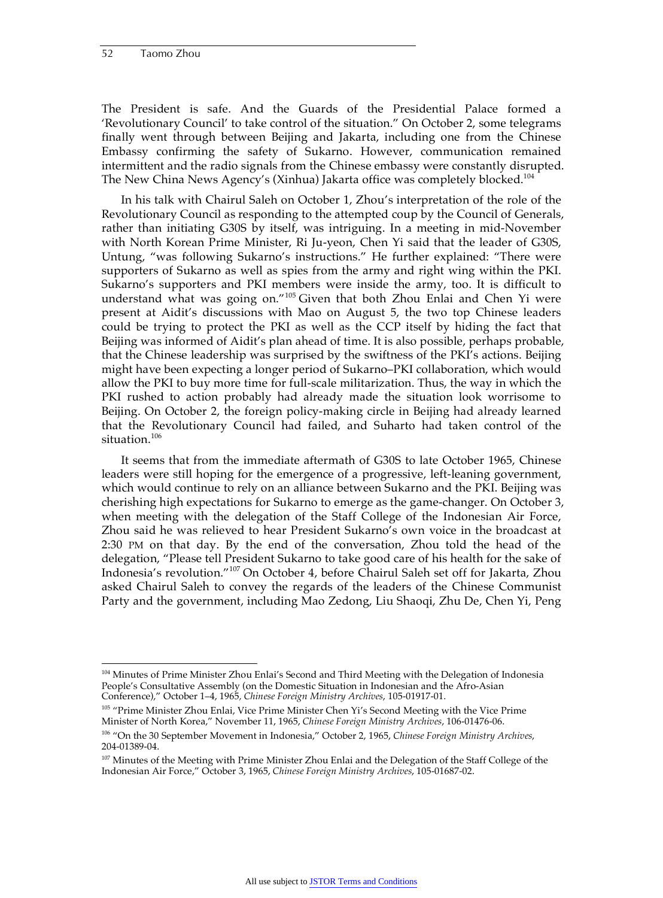The President is safe. And the Guards of the Presidential Palace formed a 'Revolutionary Council' to take control of the situation." On October 2, some telegrams finally went through between Beijing and Jakarta, including one from the Chinese Embassy confirming the safety of Sukarno. However, communication remained intermittent and the radio signals from the Chinese embassy were constantly disrupted. The New China News Agency's (Xinhua) Jakarta office was completely blocked.[104]

In his talk with Chairul Saleh on October 1, Zhou's interpretation of the role of the Revolutionary Council as responding to the attempted coup by the Council of Generals, rather than initiating G30S by itself, was intriguing. In a meeting in mid-November with North Korean Prime Minister, Ri Ju-yeon, Chen Yi said that the leader of G30S, Untung, "was following Sukarno's instructions." He further explained: "There were supporters of Sukarno as well as spies from the army and right wing within the PKI. Sukarno's supporters and PKI members were inside the army, too. It is difficult to understand what was going on."[105] Given that both Zhou Enlai and Chen Yi were present at Aidit's discussions with Mao on August 5, the two top Chinese leaders could be trying to protect the PKI as well as the CCP itself by hiding the fact that Beijing was informed of Aidit's plan ahead of time. It is also possible, perhaps probable, that the Chinese leadership was surprised by the swiftness of the PKI's actions. Beijing might have been expecting a longer period of Sukarno–PKI collaboration, which would allow the PKI to buy more time for full-scale militarization. Thus, the way in which the PKI rushed to action probably had already made the situation look worrisome to Beijing. On October 2, the foreign policy-making circle in Beijing had already learned that the Revolutionary Council had failed, and Suharto had taken control of the situation.[106]

It seems that from the immediate aftermath of G30S to late October 1965, Chinese leaders were still hoping for the emergence of a progressive, left-leaning government, which would continue to rely on an alliance between Sukarno and the PKI. Beijing was cherishing high expectations for Sukarno to emerge as the game-changer. On October 3, when meeting with the delegation of the Staff College of the Indonesian Air Force, Zhou said he was relieved to hear President Sukarno's own voice in the broadcast at 2:30 PM on that day. By the end of the conversation, Zhou told the head of the delegation, "Please tell President Sukarno to take good care of his health for the sake of Indonesia's revolution."[107] On October 4, before Chairul Saleh set off for Jakarta, Zhou asked Chairul Saleh to convey the regards of the leaders of the Chinese Communist Party and the government, including Mao Zedong, Liu Shaoqi, Zhu De, Chen Yi, Peng

---

[104] Minutes of Prime Minister Zhou Enlai's Second and Third Meeting with the Delegation of Indonesia People's Consultative Assembly (on the Domestic Situation in Indonesian and the Afro-Asian Conference)," October 1–4, 1965, *Chinese Foreign Ministry Archives*, 105-01917-01.

[105] "Prime Minister Zhou Enlai, Vice Prime Minister Chen Yi's Second Meeting with the Vice Prime Minister of North Korea," November 11, 1965, *Chinese Foreign Ministry Archives*, 106-01476-06.

[106] "On the 30 September Movement in Indonesia," October 2, 1965, *Chinese Foreign Ministry Archives*, 204-01389-04.

[107] Minutes of the Meeting with Prime Minister Zhou Enlai and the Delegation of the Staff College of the Indonesian Air Force," October 3, 1965, *Chinese Foreign Ministry Archives*, 105-01687-02.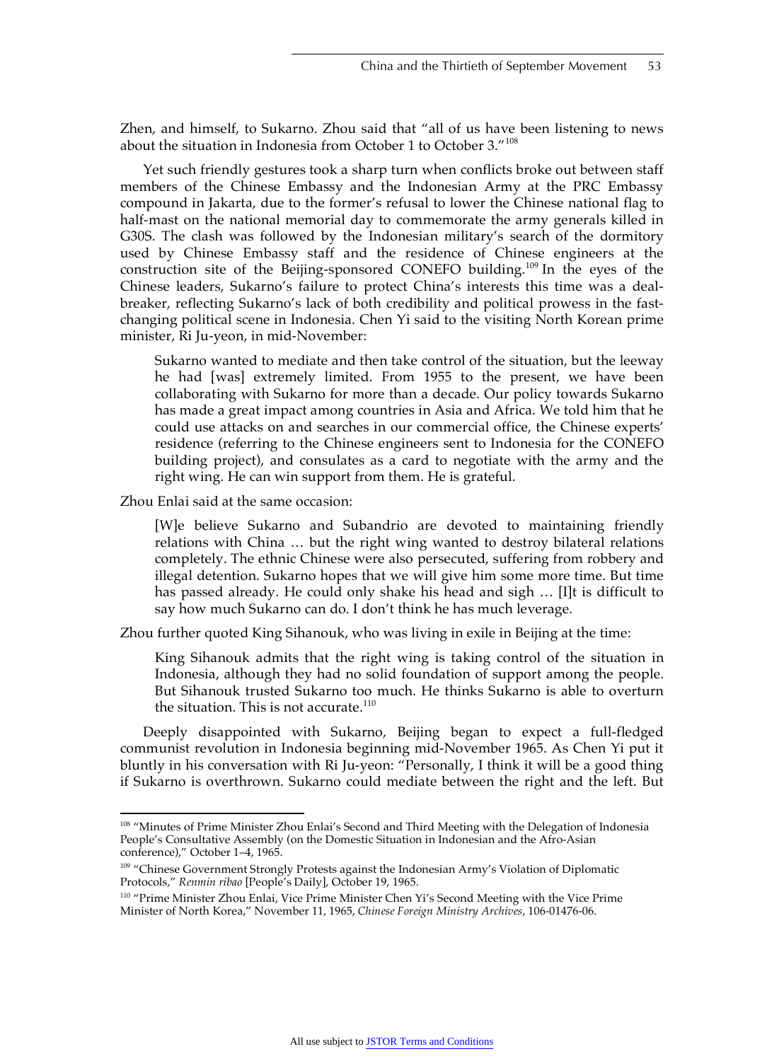Zhen, and himself, to Sukarno. Zhou said that "all of us have been listening to news about the situation in Indonesia from October 1 to October 3."[108]

Yet such friendly gestures took a sharp turn when conflicts broke out between staff members of the Chinese Embassy and the Indonesian Army at the PRC Embassy compound in Jakarta, due to the former's refusal to lower the Chinese national flag to half-mast on the national memorial day to commemorate the army generals killed in G30S. The clash was followed by the Indonesian military's search of the dormitory used by Chinese Embassy staff and the residence of Chinese engineers at the construction site of the Beijing-sponsored CONEFO building.[109] In the eyes of the Chinese leaders, Sukarno's failure to protect China's interests this time was a deal-breaker, reflecting Sukarno's lack of both credibility and political prowess in the fast-changing political scene in Indonesia. Chen Yi said to the visiting North Korean prime minister, Ri Ju-yeon, in mid-November:

> Sukarno wanted to mediate and then take control of the situation, but the leeway he had [was] extremely limited. From 1955 to the present, we have been collaborating with Sukarno for more than a decade. Our policy towards Sukarno has made a great impact among countries in Asia and Africa. We told him that he could use attacks on and searches in our commercial office, the Chinese experts' residence (referring to the Chinese engineers sent to Indonesia for the CONEFO building project), and consulates as a card to negotiate with the army and the right wing. He can win support from them. He is grateful.

Zhou Enlai said at the same occasion:

> [W]e believe Sukarno and Subandrio are devoted to maintaining friendly relations with China … but the right wing wanted to destroy bilateral relations completely. The ethnic Chinese were also persecuted, suffering from robbery and illegal detention. Sukarno hopes that we will give him some more time. But time has passed already. He could only shake his head and sigh … [I]t is difficult to say how much Sukarno can do. I don't think he has much leverage.

Zhou further quoted King Sihanouk, who was living in exile in Beijing at the time:

> King Sihanouk admits that the right wing is taking control of the situation in Indonesia, although they had no solid foundation of support among the people. But Sihanouk trusted Sukarno too much. He thinks Sukarno is able to overturn the situation. This is not accurate.[110]

Deeply disappointed with Sukarno, Beijing began to expect a full-fledged communist revolution in Indonesia beginning mid-November 1965. As Chen Yi put it bluntly in his conversation with Ri Ju-yeon: "Personally, I think it will be a good thing if Sukarno is overthrown. Sukarno could mediate between the right and the left. But

---

[108] "Minutes of Prime Minister Zhou Enlai's Second and Third Meeting with the Delegation of Indonesia People's Consultative Assembly (on the Domestic Situation in Indonesian and the Afro-Asian conference)," October 1–4, 1965.

[109] "Chinese Government Strongly Protests against the Indonesian Army's Violation of Diplomatic Protocols," *Renmin ribao* [People's Daily], October 19, 1965.

[110] "Prime Minister Zhou Enlai, Vice Prime Minister Chen Yi's Second Meeting with the Vice Prime Minister of North Korea," November 11, 1965, *Chinese Foreign Ministry Archives*, 106-01476-06.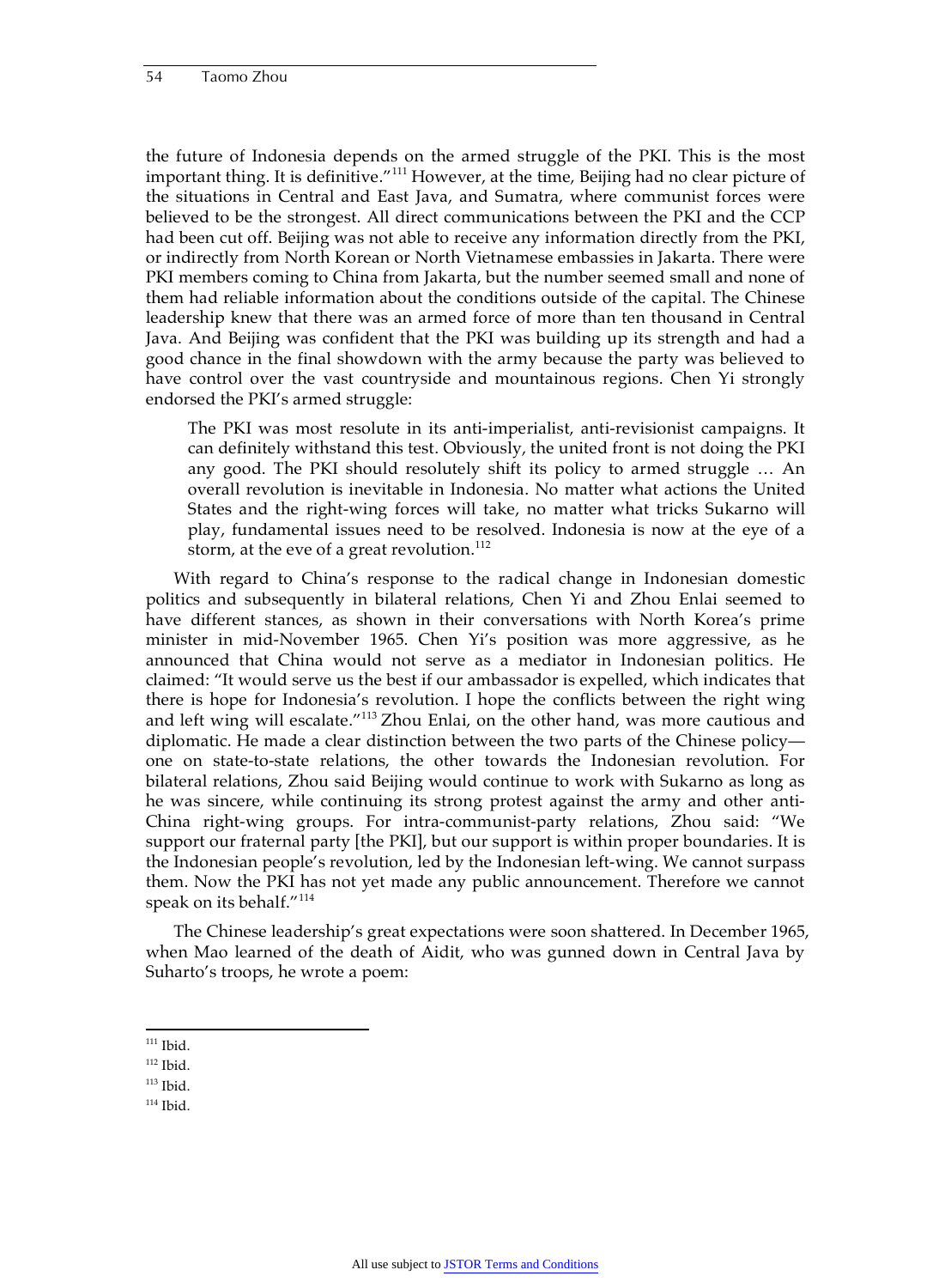the future of Indonesia depends on the armed struggle of the PKI. This is the most important thing. It is definitive."[111] However, at the time, Beijing had no clear picture of the situations in Central and East Java, and Sumatra, where communist forces were believed to be the strongest. All direct communications between the PKI and the CCP had been cut off. Beijing was not able to receive any information directly from the PKI, or indirectly from North Korean or North Vietnamese embassies in Jakarta. There were PKI members coming to China from Jakarta, but the number seemed small and none of them had reliable information about the conditions outside of the capital. The Chinese leadership knew that there was an armed force of more than ten thousand in Central Java. And Beijing was confident that the PKI was building up its strength and had a good chance in the final showdown with the army because the party was believed to have control over the vast countryside and mountainous regions. Chen Yi strongly endorsed the PKI's armed struggle:

> The PKI was most resolute in its anti-imperialist, anti-revisionist campaigns. It can definitely withstand this test. Obviously, the united front is not doing the PKI any good. The PKI should resolutely shift its policy to armed struggle … An overall revolution is inevitable in Indonesia. No matter what actions the United States and the right-wing forces will take, no matter what tricks Sukarno will play, fundamental issues need to be resolved. Indonesia is now at the eye of a storm, at the eve of a great revolution.[112]

With regard to China's response to the radical change in Indonesian domestic politics and subsequently in bilateral relations, Chen Yi and Zhou Enlai seemed to have different stances, as shown in their conversations with North Korea's prime minister in mid-November 1965. Chen Yi's position was more aggressive, as he announced that China would not serve as a mediator in Indonesian politics. He claimed: "It would serve us the best if our ambassador is expelled, which indicates that there is hope for Indonesia's revolution. I hope the conflicts between the right wing and left wing will escalate."[113] Zhou Enlai, on the other hand, was more cautious and diplomatic. He made a clear distinction between the two parts of the Chinese policy—one on state-to-state relations, the other towards the Indonesian revolution. For bilateral relations, Zhou said Beijing would continue to work with Sukarno as long as he was sincere, while continuing its strong protest against the army and other anti-China right-wing groups. For intra-communist-party relations, Zhou said: "We support our fraternal party [the PKI], but our support is within proper boundaries. It is the Indonesian people's revolution, led by the Indonesian left-wing. We cannot surpass them. Now the PKI has not yet made any public announcement. Therefore we cannot speak on its behalf."[114]

The Chinese leadership's great expectations were soon shattered. In December 1965, when Mao learned of the death of Aidit, who was gunned down in Central Java by Suharto's troops, he wrote a poem:

---

[111] Ibid.

[112] Ibid.

[113] Ibid.

[114] Ibid.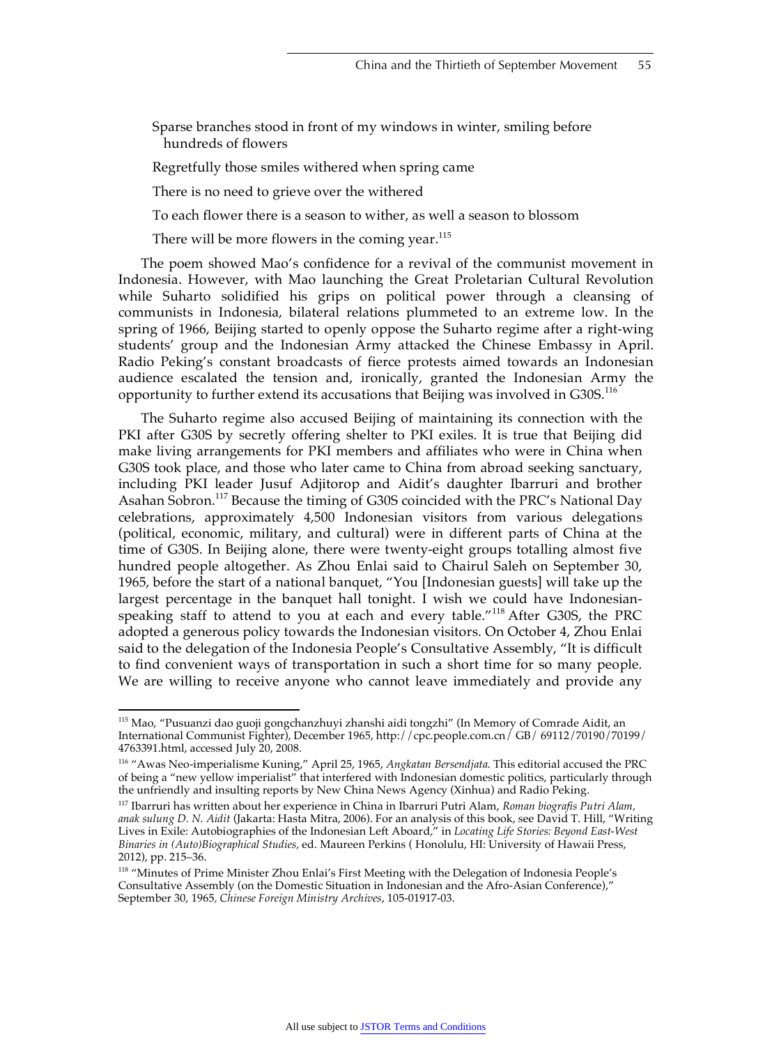> Sparse branches stood in front of my windows in winter, smiling before hundreds of flowers
>
> Regretfully those smiles withered when spring came
>
> There is no need to grieve over the withered
>
> To each flower there is a season to wither, as well a season to blossom
>
> There will be more flowers in the coming year.[115]

The poem showed Mao's confidence for a revival of the communist movement in Indonesia. However, with Mao launching the Great Proletarian Cultural Revolution while Suharto solidified his grips on political power through a cleansing of communists in Indonesia, bilateral relations plummeted to an extreme low. In the spring of 1966, Beijing started to openly oppose the Suharto regime after a right-wing students' group and the Indonesian Army attacked the Chinese Embassy in April. Radio Peking's constant broadcasts of fierce protests aimed towards an Indonesian audience escalated the tension and, ironically, granted the Indonesian Army the opportunity to further extend its accusations that Beijing was involved in G30S.[116]

The Suharto regime also accused Beijing of maintaining its connection with the PKI after G30S by secretly offering shelter to PKI exiles. It is true that Beijing did make living arrangements for PKI members and affiliates who were in China when G30S took place, and those who later came to China from abroad seeking sanctuary, including PKI leader Jusuf Adjitorop and Aidit's daughter Ibarruri and brother Asahan Sobron.[117] Because the timing of G30S coincided with the PRC's National Day celebrations, approximately 4,500 Indonesian visitors from various delegations (political, economic, military, and cultural) were in different parts of China at the time of G30S. In Beijing alone, there were twenty-eight groups totalling almost five hundred people altogether. As Zhou Enlai said to Chairul Saleh on September 30, 1965, before the start of a national banquet, "You [Indonesian guests] will take up the largest percentage in the banquet hall tonight. I wish we could have Indonesian-speaking staff to attend to you at each and every table."[118] After G30S, the PRC adopted a generous policy towards the Indonesian visitors. On October 4, Zhou Enlai said to the delegation of the Indonesia People's Consultative Assembly, "It is difficult to find convenient ways of transportation in such a short time for so many people. We are willing to receive anyone who cannot leave immediately and provide any

---

[115] Mao, "Pusuanzi dao guoji gongchanzhuyi zhanshi aidi tongzhi" (In Memory of Comrade Aidit, an International Communist Fighter), December 1965, http://cpc.people.com.cn/ GB/ 69112/70190/70199/ 4763391.html, accessed July 20, 2008.

[116] "Awas Neo-imperialisme Kuning," April 25, 1965, *Angkatan Bersendjata*. This editorial accused the PRC of being a "new yellow imperialist" that interfered with Indonesian domestic politics, particularly through the unfriendly and insulting reports by New China News Agency (Xinhua) and Radio Peking.

[117] Ibarruri has written about her experience in China in Ibarruri Putri Alam, *Roman biografis Putri Alam, anak sulung D. N. Aidit* (Jakarta: Hasta Mitra, 2006). For an analysis of this book, see David T. Hill, "Writing Lives in Exile: Autobiographies of the Indonesian Left Aboard," in *Locating Life Stories: Beyond East-West Binaries in (Auto)Biographical Studies*, ed. Maureen Perkins ( Honolulu, HI: University of Hawaii Press, 2012), pp. 215–36.

[118] "Minutes of Prime Minister Zhou Enlai's First Meeting with the Delegation of Indonesia People's Consultative Assembly (on the Domestic Situation in Indonesian and the Afro-Asian Conference)," September 30, 1965, *Chinese Foreign Ministry Archives*, 105-01917-03.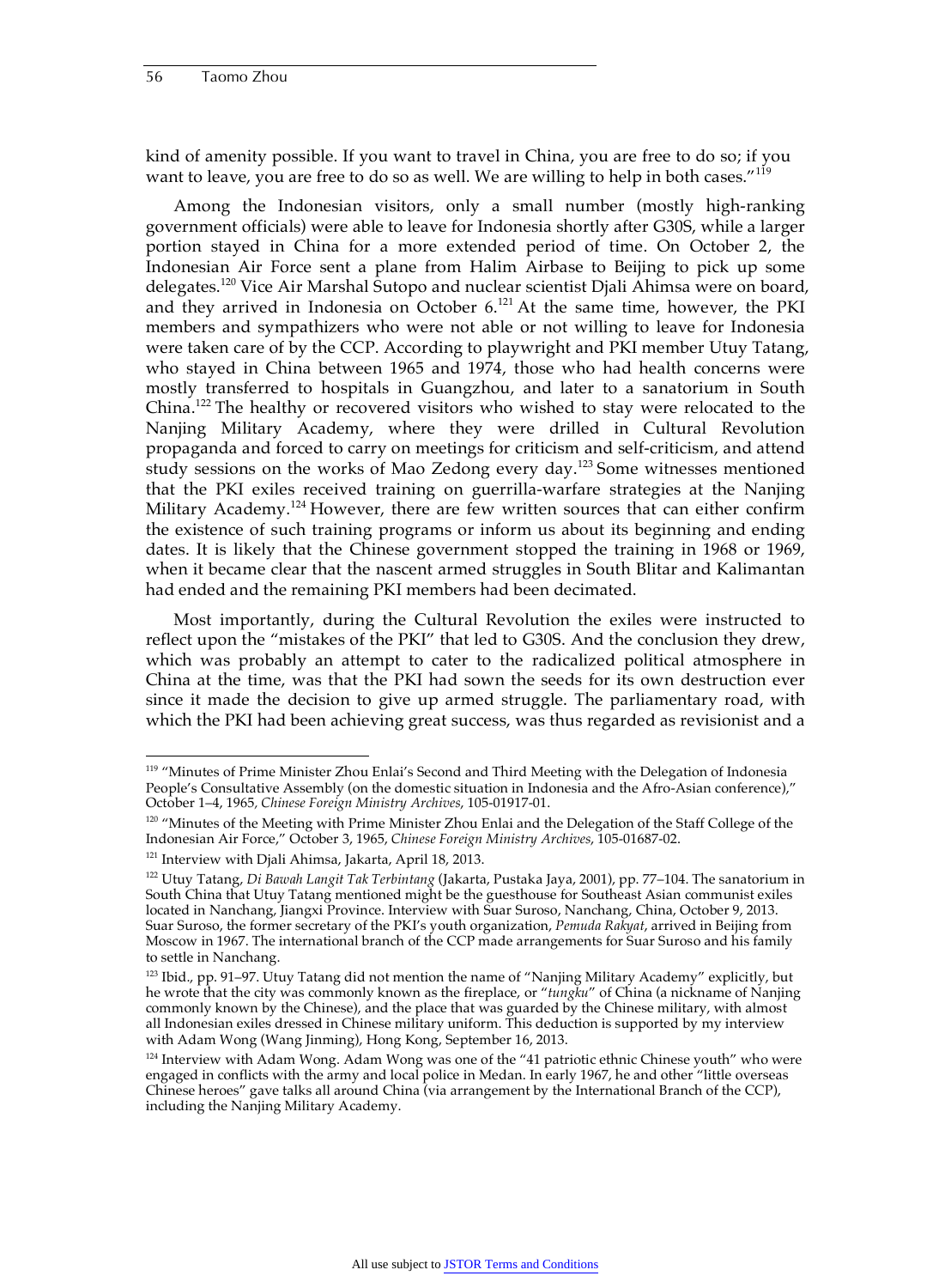kind of amenity possible. If you want to travel in China, you are free to do so; if you want to leave, you are free to do so as well. We are willing to help in both cases."[119]

Among the Indonesian visitors, only a small number (mostly high-ranking government officials) were able to leave for Indonesia shortly after G30S, while a larger portion stayed in China for a more extended period of time. On October 2, the Indonesian Air Force sent a plane from Halim Airbase to Beijing to pick up some delegates.[120] Vice Air Marshal Sutopo and nuclear scientist Djali Ahimsa were on board, and they arrived in Indonesia on October 6.[121] At the same time, however, the PKI members and sympathizers who were not able or not willing to leave for Indonesia were taken care of by the CCP. According to playwright and PKI member Utuy Tatang, who stayed in China between 1965 and 1974, those who had health concerns were mostly transferred to hospitals in Guangzhou, and later to a sanatorium in South China.[122] The healthy or recovered visitors who wished to stay were relocated to the Nanjing Military Academy, where they were drilled in Cultural Revolution propaganda and forced to carry on meetings for criticism and self-criticism, and attend study sessions on the works of Mao Zedong every day.[123] Some witnesses mentioned that the PKI exiles received training on guerrilla-warfare strategies at the Nanjing Military Academy.[124] However, there are few written sources that can either confirm the existence of such training programs or inform us about its beginning and ending dates. It is likely that the Chinese government stopped the training in 1968 or 1969, when it became clear that the nascent armed struggles in South Blitar and Kalimantan had ended and the remaining PKI members had been decimated.

Most importantly, during the Cultural Revolution the exiles were instructed to reflect upon the "mistakes of the PKI" that led to G30S. And the conclusion they drew, which was probably an attempt to cater to the radicalized political atmosphere in China at the time, was that the PKI had sown the seeds for its own destruction ever since it made the decision to give up armed struggle. The parliamentary road, with which the PKI had been achieving great success, was thus regarded as revisionist and a

---

[119] "Minutes of Prime Minister Zhou Enlai's Second and Third Meeting with the Delegation of Indonesia People's Consultative Assembly (on the domestic situation in Indonesia and the Afro-Asian conference)," October 1–4, 1965, *Chinese Foreign Ministry Archives*, 105-01917-01.

[120] "Minutes of the Meeting with Prime Minister Zhou Enlai and the Delegation of the Staff College of the Indonesian Air Force," October 3, 1965, *Chinese Foreign Ministry Archives*, 105-01687-02.

[121] Interview with Djali Ahimsa, Jakarta, April 18, 2013.

[122] Utuy Tatang, *Di Bawah Langit Tak Terbintang* (Jakarta, Pustaka Jaya, 2001), pp. 77–104. The sanatorium in South China that Utuy Tatang mentioned might be the guesthouse for Southeast Asian communist exiles located in Nanchang, Jiangxi Province. Interview with Suar Suroso, Nanchang, China, October 9, 2013. Suar Suroso, the former secretary of the PKI's youth organization, *Pemuda Rakyat*, arrived in Beijing from Moscow in 1967. The international branch of the CCP made arrangements for Suar Suroso and his family to settle in Nanchang.

[123] Ibid., pp. 91–97. Utuy Tatang did not mention the name of "Nanjing Military Academy" explicitly, but he wrote that the city was commonly known as the fireplace, or "*tungku*" of China (a nickname of Nanjing commonly known by the Chinese), and the place that was guarded by the Chinese military, with almost all Indonesian exiles dressed in Chinese military uniform. This deduction is supported by my interview with Adam Wong (Wang Jinming), Hong Kong, September 16, 2013.

[124] Interview with Adam Wong. Adam Wong was one of the "41 patriotic ethnic Chinese youth" who were engaged in conflicts with the army and local police in Medan. In early 1967, he and other "little overseas Chinese heroes" gave talks all around China (via arrangement by the International Branch of the CCP), including the Nanjing Military Academy.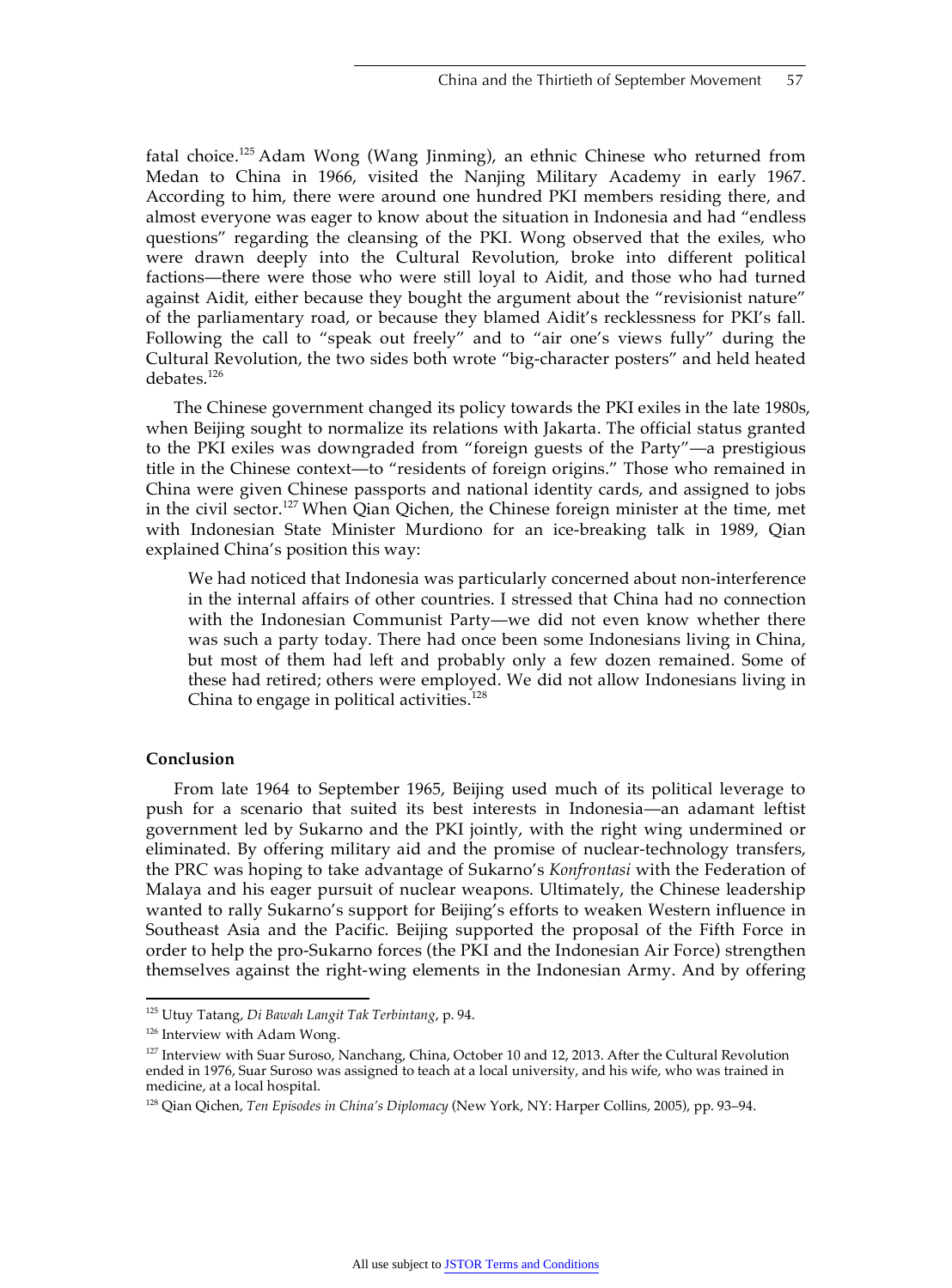fatal choice.[125] Adam Wong (Wang Jinming), an ethnic Chinese who returned from Medan to China in 1966, visited the Nanjing Military Academy in early 1967. According to him, there were around one hundred PKI members residing there, and almost everyone was eager to know about the situation in Indonesia and had "endless questions" regarding the cleansing of the PKI. Wong observed that the exiles, who were drawn deeply into the Cultural Revolution, broke into different political factions—there were those who were still loyal to Aidit, and those who had turned against Aidit, either because they bought the argument about the "revisionist nature" of the parliamentary road, or because they blamed Aidit's recklessness for PKI's fall. Following the call to "speak out freely" and to "air one's views fully" during the Cultural Revolution, the two sides both wrote "big-character posters" and held heated debates.[126]

The Chinese government changed its policy towards the PKI exiles in the late 1980s, when Beijing sought to normalize its relations with Jakarta. The official status granted to the PKI exiles was downgraded from "foreign guests of the Party"—a prestigious title in the Chinese context—to "residents of foreign origins." Those who remained in China were given Chinese passports and national identity cards, and assigned to jobs in the civil sector.[127] When Qian Qichen, the Chinese foreign minister at the time, met with Indonesian State Minister Murdiono for an ice-breaking talk in 1989, Qian explained China's position this way:

> We had noticed that Indonesia was particularly concerned about non-interference in the internal affairs of other countries. I stressed that China had no connection with the Indonesian Communist Party—we did not even know whether there was such a party today. There had once been some Indonesians living in China, but most of them had left and probably only a few dozen remained. Some of these had retired; others were employed. We did not allow Indonesians living in China to engage in political activities.[128]

### Conclusion

From late 1964 to September 1965, Beijing used much of its political leverage to push for a scenario that suited its best interests in Indonesia—an adamant leftist government led by Sukarno and the PKI jointly, with the right wing undermined or eliminated. By offering military aid and the promise of nuclear-technology transfers, the PRC was hoping to take advantage of Sukarno's *Konfrontasi* with the Federation of Malaya and his eager pursuit of nuclear weapons. Ultimately, the Chinese leadership wanted to rally Sukarno's support for Beijing's efforts to weaken Western influence in Southeast Asia and the Pacific. Beijing supported the proposal of the Fifth Force in order to help the pro-Sukarno forces (the PKI and the Indonesian Air Force) strengthen themselves against the right-wing elements in the Indonesian Army. And by offering

---

[125] Utuy Tatang, *Di Bawah Langit Tak Berbintang*, p. 94.

[126] Interview with Adam Wong.

[127] Interview with Suar Suroso, Nanchang, China, October 10 and 12, 2013. After the Cultural Revolution ended in 1976, Suar Suroso was assigned to teach at a local university, and his wife, who was trained in medicine, at a local hospital.

[128] Qian Qichen, *Ten Episodes in China's Diplomacy* (New York, NY: Harper Collins, 2005), pp. 93–94.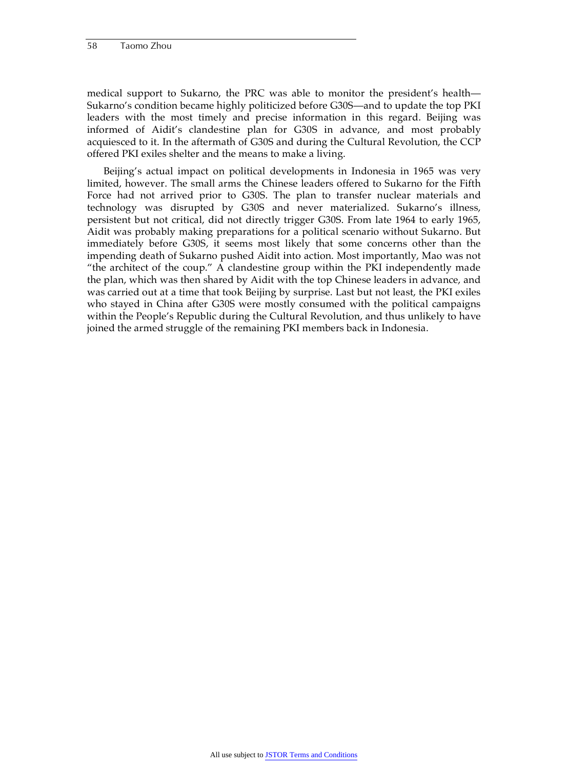medical support to Sukarno, the PRC was able to monitor the president's health—Sukarno's condition became highly politicized before G30S—and to update the top PKI leaders with the most timely and precise information in this regard. Beijing was informed of Aidit's clandestine plan for G30S in advance, and most probably acquiesced to it. In the aftermath of G30S and during the Cultural Revolution, the CCP offered PKI exiles shelter and the means to make a living.

Beijing's actual impact on political developments in Indonesia in 1965 was very limited, however. The small arms the Chinese leaders offered to Sukarno for the Fifth Force had not arrived prior to G30S. The plan to transfer nuclear materials and technology was disrupted by G30S and never materialized. Sukarno's illness, persistent but not critical, did not directly trigger G30S. From late 1964 to early 1965, Aidit was probably making preparations for a political scenario without Sukarno. But immediately before G30S, it seems most likely that some concerns other than the impending death of Sukarno pushed Aidit into action. Most importantly, Mao was not "the architect of the coup." A clandestine group within the PKI independently made the plan, which was then shared by Aidit with the top Chinese leaders in advance, and was carried out at a time that took Beijing by surprise. Last but not least, the PKI exiles who stayed in China after G30S were mostly consumed with the political campaigns within the People's Republic during the Cultural Revolution, and thus unlikely to have joined the armed struggle of the remaining PKI members back in Indonesia.